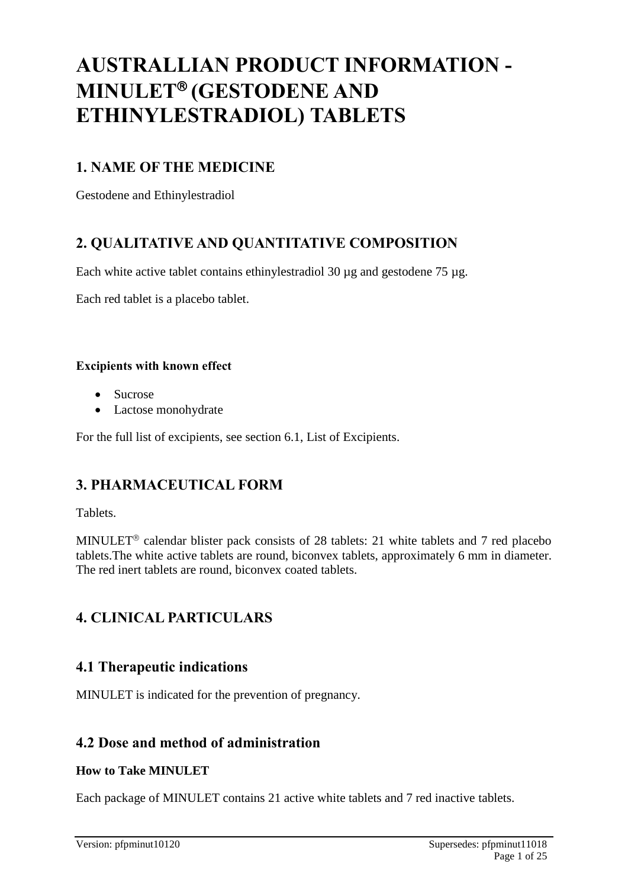# AUSTRALLIAN PRODUCT INFORMATION - MINULET® (GESTODENE AND ETHINYLESTRADIOL) TABLETS

## 1. NAME OF THE MEDICINE

Gestodene and Ethinylestradiol

## 2. QUALITATIVE AND QUANTITATIVE COMPOSITION

Each white active tablet contains ethinylestradiol 30 µg and gestodene 75 µg.

Each red tablet is a placebo tablet.

**Excipients with known effect**

- Sucrose
- Lactose monohydrate

For the full list of excipients, see section 6.1, List of Excipients.

## 3. PHARMACEUTICAL FORM

Tablets.

MINULET® calendar blister pack consists of 28 tablets: 21 white tablets and 7 red placebo tablets.The white active tablets are round, biconvex tablets, approximately 6 mm in diameter. The red inert tablets are round, biconvex coated tablets.

## 4. CLINICAL PARTICULARS

### 4.1 Therapeutic indications

MINULET is indicated for the prevention of pregnancy.

### 4.2 Dose and method of administration

**How to Take MINULET**

Each package of MINULET contains 21 active white tablets and 7 red inactive tablets.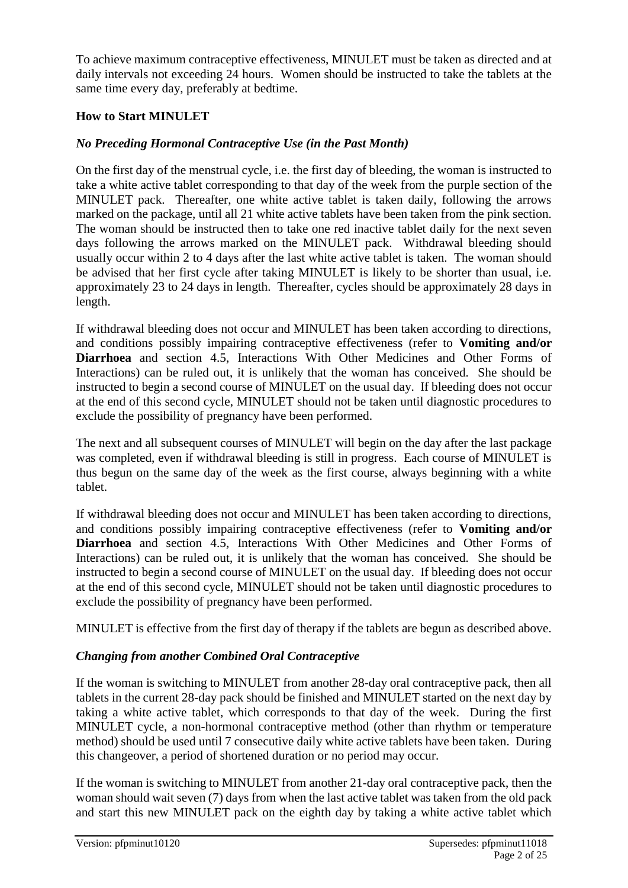To achieve maximum contraceptive effectiveness, MINULET must be taken as directed and at daily intervals not exceeding 24 hours. Women should be instructed to take the tablets at the same time every day, preferably at bedtime.

### How to Start MINULET

#### *No Preceding Hormonal Contraceptive Use (in the Past Month)*

On the first day of the menstrual cycle, i.e. the first day of bleeding, the woman is instructed to take a white active tablet corresponding to that day of the week from the purple section of the MINULET pack. Thereafter, one white active tablet is taken daily, following the arrows marked on the package, until all 21 white active tablets have been taken from the pink section. The woman should be instructed then to take one red inactive tablet daily for the next seven days following the arrows marked on the MINULET pack. Withdrawal bleeding should usually occur within 2 to 4 days after the last white active tablet is taken. The woman should be advised that her first cycle after taking MINULET is likely to be shorter than usual, i.e. approximately 23 to 24 days in length. Thereafter, cycles should be approximately 28 days in length.

If withdrawal bleeding does not occur and MINULET has been taken according to directions, and conditions possibly impairing contraceptive effectiveness (refer to **Vomiting and/or Diarrhoea** and section 4.5, Interactions With Other Medicines and Other Forms of Interactions) can be ruled out, it is unlikely that the woman has conceived. She should be instructed to begin a second course of MINULET on the usual day. If bleeding does not occur at the end of this second cycle, MINULET should not be taken until diagnostic procedures to exclude the possibility of pregnancy have been performed.

The next and all subsequent courses of MINULET will begin on the day after the last package was completed, even if withdrawal bleeding is still in progress. Each course of MINULET is thus begun on the same day of the week as the first course, always beginning with a white tablet.

If withdrawal bleeding does not occur and MINULET has been taken according to directions, and conditions possibly impairing contraceptive effectiveness (refer to **Vomiting and/or Diarrhoea** and section 4.5, Interactions With Other Medicines and Other Forms of Interactions) can be ruled out, it is unlikely that the woman has conceived. She should be instructed to begin a second course of MINULET on the usual day. If bleeding does not occur at the end of this second cycle, MINULET should not be taken until diagnostic procedures to exclude the possibility of pregnancy have been performed.

MINULET is effective from the first day of therapy if the tablets are begun as described above.

#### *Changing from another Combined Oral Contraceptive*

If the woman is switching to MINULET from another 28-day oral contraceptive pack, then all tablets in the current 28-day pack should be finished and MINULET started on the next day by taking a white active tablet, which corresponds to that day of the week. During the first MINULET cycle, a non-hormonal contraceptive method (other than rhythm or temperature method) should be used until 7 consecutive daily white active tablets have been taken. During this changeover, a period of shortened duration or no period may occur.

If the woman is switching to MINULET from another 21-day oral contraceptive pack, then the woman should wait seven (7) days from when the last active tablet was taken from the old pack and start this new MINULET pack on the eighth day by taking a white active tablet which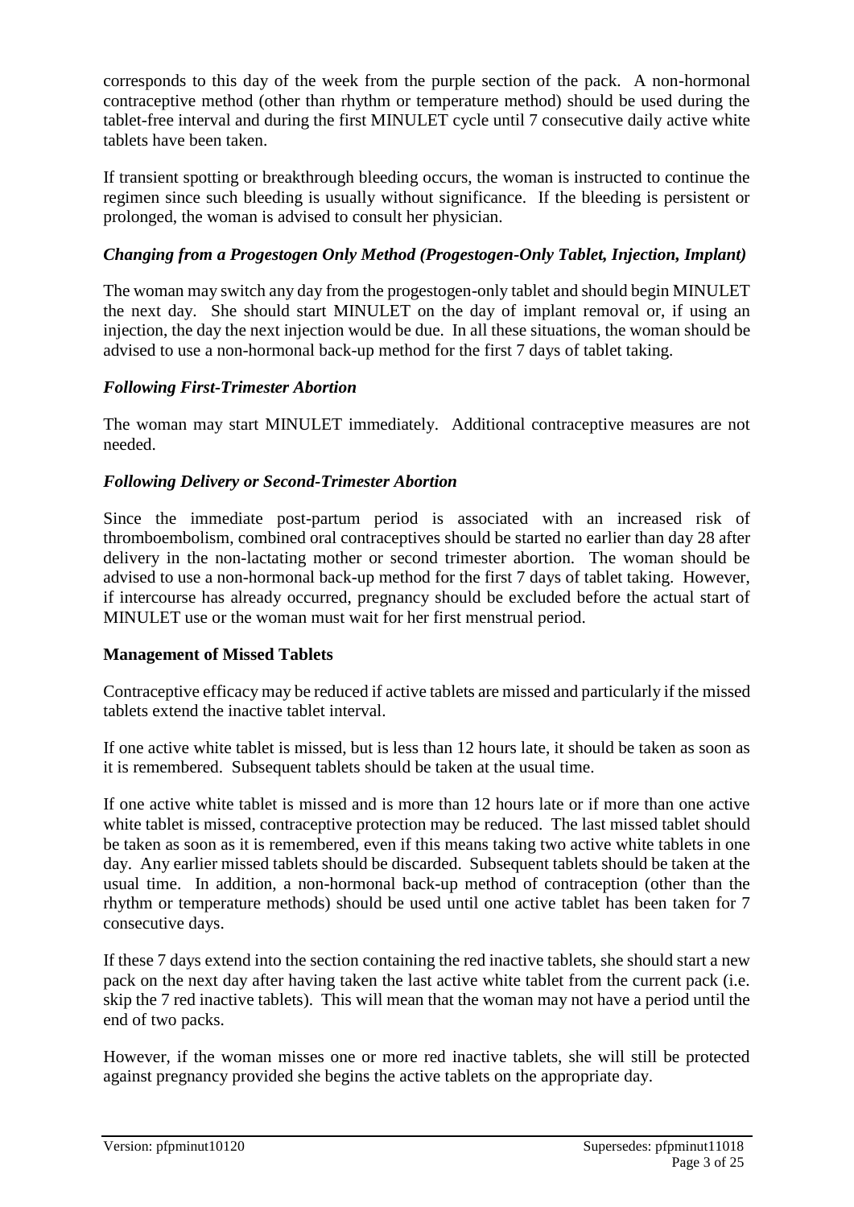corresponds to this day of the week from the purple section of the pack. A non-hormonal contraceptive method (other than rhythm or temperature method) should be used during the tablet-free interval and during the first MINULET cycle until 7 consecutive daily active white tablets have been taken.

If transient spotting or breakthrough bleeding occurs, the woman is instructed to continue the regimen since such bleeding is usually without significance. If the bleeding is persistent or prolonged, the woman is advised to consult her physician.

### *Changing from a Progestogen Only Method (Progestogen-Only Tablet, Injection, Implant)*

The woman may switch any day from the progestogen-only tablet and should begin MINULET the next day. She should start MINULET on the day of implant removal or, if using an injection, the day the next injection would be due. In all these situations, the woman should be advised to use a non-hormonal back-up method for the first 7 days of tablet taking.

### *Following First-Trimester Abortion*

The woman may start MINULET immediately. Additional contraceptive measures are not needed.

### *Following Delivery or Second-Trimester Abortion*

Since the immediate post-partum period is associated with an increased risk of thromboembolism, combined oral contraceptives should be started no earlier than day 28 after delivery in the non-lactating mother or second trimester abortion. The woman should be advised to use a non-hormonal back-up method for the first 7 days of tablet taking. However, if intercourse has already occurred, pregnancy should be excluded before the actual start of MINULET use or the woman must wait for her first menstrual period.

### **Management of Missed Tablets**

Contraceptive efficacy may be reduced if active tablets are missed and particularly if the missed tablets extend the inactive tablet interval.

If one active white tablet is missed, but is less than 12 hours late, it should be taken as soon as it is remembered. Subsequent tablets should be taken at the usual time.

If one active white tablet is missed and is more than 12 hours late or if more than one active white tablet is missed, contraceptive protection may be reduced. The last missed tablet should be taken as soon as it is remembered, even if this means taking two active white tablets in one day. Any earlier missed tablets should be discarded. Subsequent tablets should be taken at the usual time. In addition, a non-hormonal back-up method of contraception (other than the rhythm or temperature methods) should be used until one active tablet has been taken for 7 consecutive days.

If these 7 days extend into the section containing the red inactive tablets, she should start a new pack on the next day after having taken the last active white tablet from the current pack (i.e. skip the 7 red inactive tablets). This will mean that the woman may not have a period until the end of two packs.

However, if the woman misses one or more red inactive tablets, she will still be protected against pregnancy provided she begins the active tablets on the appropriate day.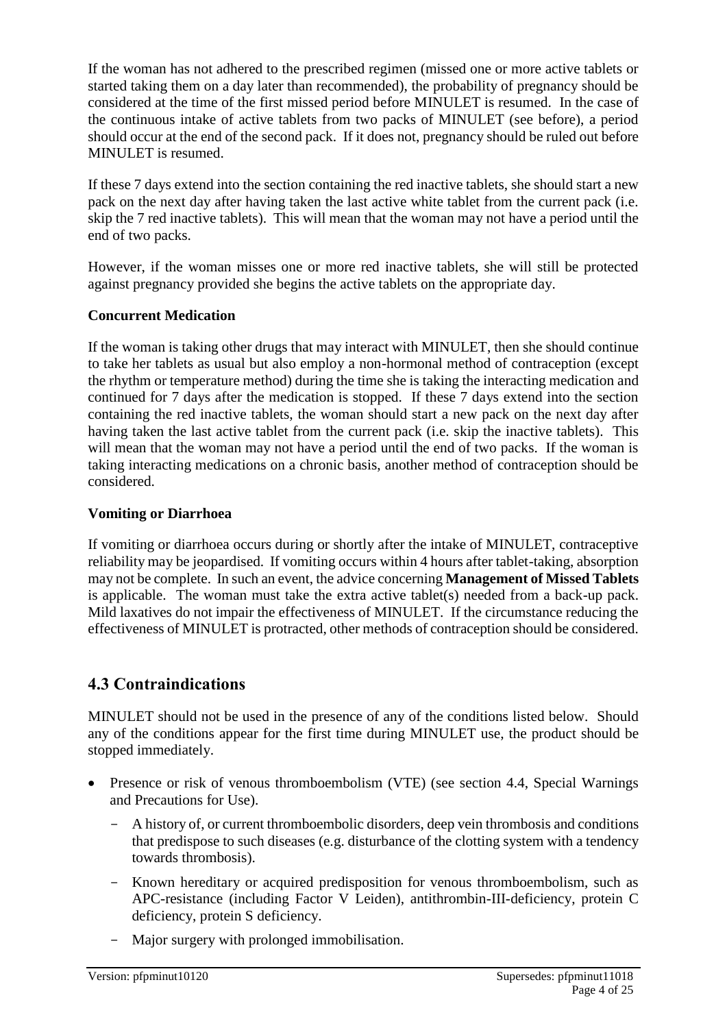If the woman has not adhered to the prescribed regimen (missed one or more active tablets or started taking them on a day later than recommended), the probability of pregnancy should be considered at the time of the first missed period before MINULET is resumed. In the case of the continuous intake of active tablets from two packs of MINULET (see before), a period should occur at the end of the second pack. If it does not, pregnancy should be ruled out before MINULET is resumed.

If these 7 days extend into the section containing the red inactive tablets, she should start a new pack on the next day after having taken the last active white tablet from the current pack (i.e. skip the 7 red inactive tablets). This will mean that the woman may not have a period until the end of two packs.

However, if the woman misses one or more red inactive tablets, she will still be protected against pregnancy provided she begins the active tablets on the appropriate day.

**Concurrent Medication**

If the woman is taking other drugs that may interact with MINULET, then she should continue to take her tablets as usual but also employ a non-hormonal method of contraception (except the rhythm or temperature method) during the time she is taking the interacting medication and continued for 7 days after the medication is stopped. If these 7 days extend into the section containing the red inactive tablets, the woman should start a new pack on the next day after having taken the last active tablet from the current pack (i.e. skip the inactive tablets). This will mean that the woman may not have a period until the end of two packs. If the woman is taking interacting medications on a chronic basis, another method of contraception should be considered.

**Vomiting or Diarrhoea**

If vomiting or diarrhoea occurs during or shortly after the intake of MINULET, contraceptive reliability may be jeopardised. If vomiting occurs within 4 hours after tablet-taking, absorption may not be complete. In such an event, the advice concerning **Management of Missed Tablets** is applicable. The woman must take the extra active tablet(s) needed from a back-up pack. Mild laxatives do not impair the effectiveness of MINULET. If the circumstance reducing the effectiveness of MINULET is protracted, other methods of contraception should be considered.

## 4.3 Contraindications

MINULET should not be used in the presence of any of the conditions listed below. Should any of the conditions appear for the first time during MINULET use, the product should be stopped immediately.

- Presence or risk of venous thromboembolism (VTE) (see section 4.4, Special Warnings and Precautions for Use).
  - A history of, or current thromboembolic disorders, deep vein thrombosis and conditions that predispose to such diseases (e.g. disturbance of the clotting system with a tendency towards thrombosis).
  - Known hereditary or acquired predisposition for venous thromboembolism, such as APC-resistance (including Factor V Leiden), antithrombin-III-deficiency, protein C deficiency, protein S deficiency.
  - Major surgery with prolonged immobilisation.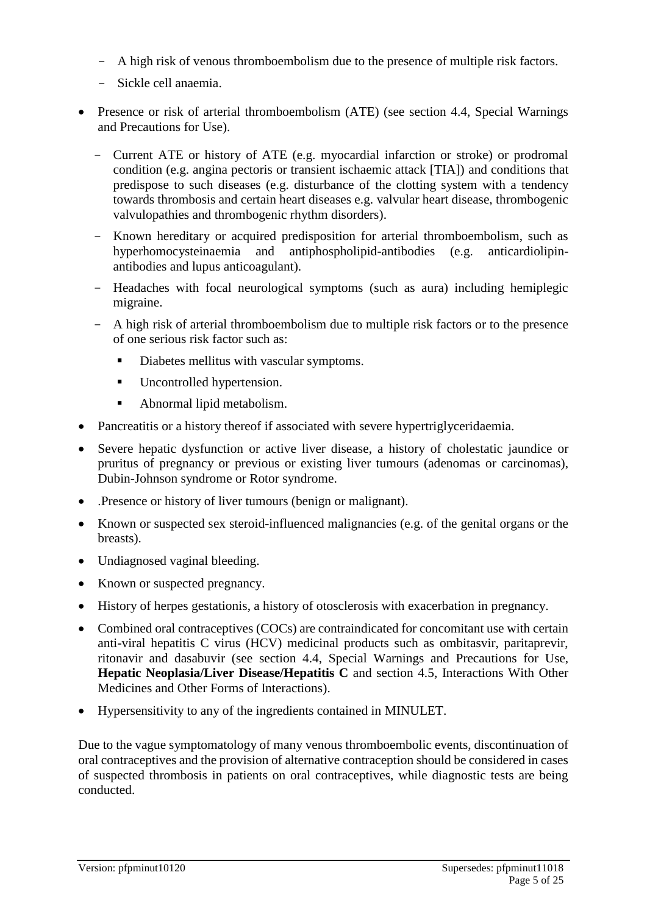- A high risk of venous thromboembolism due to the presence of multiple risk factors.
  - Sickle cell anaemia.

- Presence or risk of arterial thromboembolism (ATE) (see section 4.4, Special Warnings and Precautions for Use).
  - Current ATE or history of ATE (e.g. myocardial infarction or stroke) or prodromal condition (e.g. angina pectoris or transient ischaemic attack [TIA]) and conditions that predispose to such diseases (e.g. disturbance of the clotting system with a tendency towards thrombosis and certain heart diseases e.g. valvular heart disease, thrombogenic valvulopathies and thrombogenic rhythm disorders).
  - Known hereditary or acquired predisposition for arterial thromboembolism, such as hyperhomocysteinaemia and antiphospholipid-antibodies (e.g. anticardiolipin-antibodies and lupus anticoagulant).
  - Headaches with focal neurological symptoms (such as aura) including hemiplegic migraine.
  - A high risk of arterial thromboembolism due to multiple risk factors or to the presence of one serious risk factor such as:
    - Diabetes mellitus with vascular symptoms.
    - Uncontrolled hypertension.
    - Abnormal lipid metabolism.
- Pancreatitis or a history thereof if associated with severe hypertriglyceridaemia.
- Severe hepatic dysfunction or active liver disease, a history of cholestatic jaundice or pruritus of pregnancy or previous or existing liver tumours (adenomas or carcinomas), Dubin-Johnson syndrome or Rotor syndrome.
- .Presence or history of liver tumours (benign or malignant).
- Known or suspected sex steroid-influenced malignancies (e.g. of the genital organs or the breasts).
- Undiagnosed vaginal bleeding.
- Known or suspected pregnancy.
- History of herpes gestationis, a history of otosclerosis with exacerbation in pregnancy.
- Combined oral contraceptives (COCs) are contraindicated for concomitant use with certain anti-viral hepatitis C virus (HCV) medicinal products such as ombitasvir, paritaprevir, ritonavir and dasabuvir (see section 4.4, Special Warnings and Precautions for Use, **Hepatic Neoplasia/Liver Disease/Hepatitis C** and section 4.5, Interactions With Other Medicines and Other Forms of Interactions).
- Hypersensitivity to any of the ingredients contained in MINULET.

Due to the vague symptomatology of many venous thromboembolic events, discontinuation of oral contraceptives and the provision of alternative contraception should be considered in cases of suspected thrombosis in patients on oral contraceptives, while diagnostic tests are being conducted.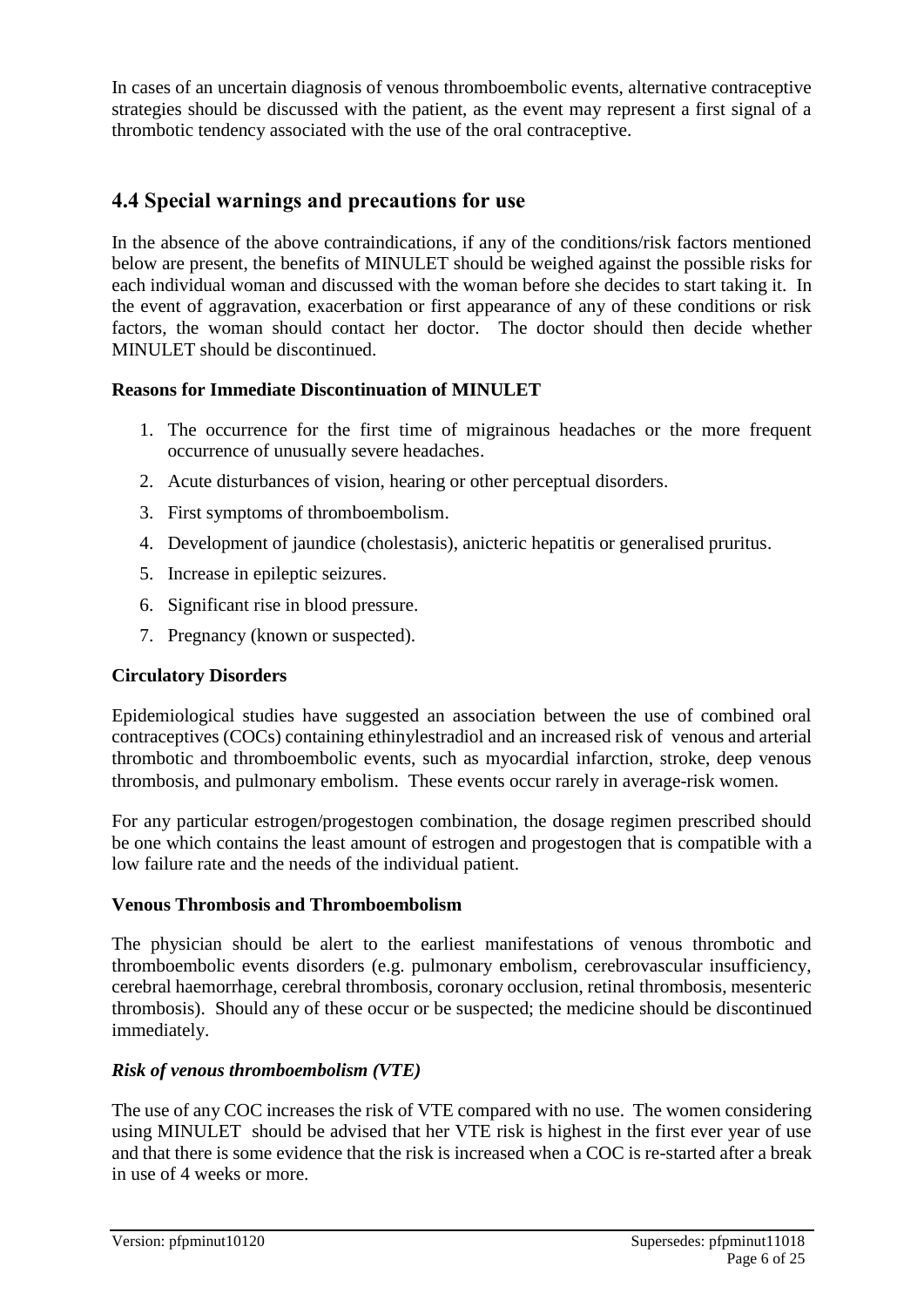In cases of an uncertain diagnosis of venous thromboembolic events, alternative contraceptive strategies should be discussed with the patient, as the event may represent a first signal of a thrombotic tendency associated with the use of the oral contraceptive.

## 4.4 Special warnings and precautions for use

In the absence of the above contraindications, if any of the conditions/risk factors mentioned below are present, the benefits of MINULET should be weighed against the possible risks for each individual woman and discussed with the woman before she decides to start taking it. In the event of aggravation, exacerbation or first appearance of any of these conditions or risk factors, the woman should contact her doctor. The doctor should then decide whether MINULET should be discontinued.

**Reasons for Immediate Discontinuation of MINULET**

1. The occurrence for the first time of migrainous headaches or the more frequent occurrence of unusually severe headaches.
2. Acute disturbances of vision, hearing or other perceptual disorders.
3. First symptoms of thromboembolism.
4. Development of jaundice (cholestasis), anicteric hepatitis or generalised pruritus.
5. Increase in epileptic seizures.
6. Significant rise in blood pressure.
7. Pregnancy (known or suspected).

**Circulatory Disorders**

Epidemiological studies have suggested an association between the use of combined oral contraceptives (COCs) containing ethinylestradiol and an increased risk of venous and arterial thrombotic and thromboembolic events, such as myocardial infarction, stroke, deep venous thrombosis, and pulmonary embolism. These events occur rarely in average-risk women.

For any particular estrogen/progestogen combination, the dosage regimen prescribed should be one which contains the least amount of estrogen and progestogen that is compatible with a low failure rate and the needs of the individual patient.

**Venous Thrombosis and Thromboembolism**

The physician should be alert to the earliest manifestations of venous thrombotic and thromboembolic events disorders (e.g. pulmonary embolism, cerebrovascular insufficiency, cerebral haemorrhage, cerebral thrombosis, coronary occlusion, retinal thrombosis, mesenteric thrombosis). Should any of these occur or be suspected; the medicine should be discontinued immediately.

***Risk of venous thromboembolism (VTE)***

The use of any COC increases the risk of VTE compared with no use. The women considering using MINULET should be advised that her VTE risk is highest in the first ever year of use and that there is some evidence that the risk is increased when a COC is re-started after a break in use of 4 weeks or more.

Version: pfpminut10120 Supersedes: pfpminut11018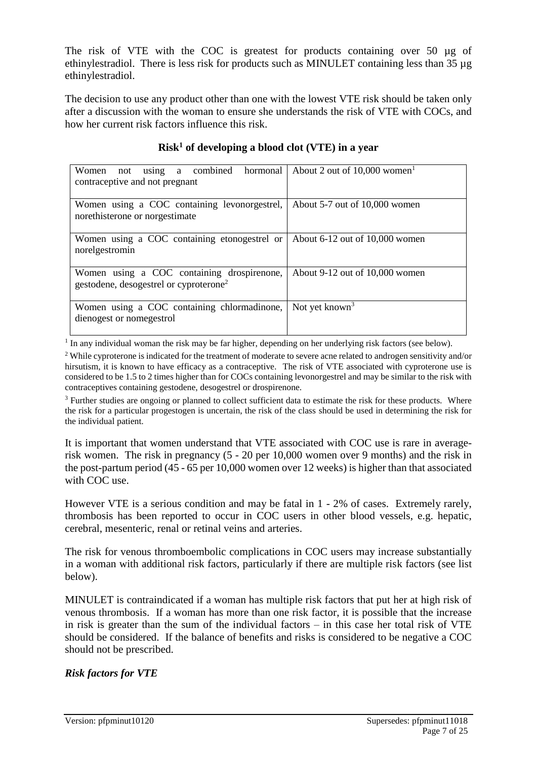The risk of VTE with the COC is greatest for products containing over 50 µg of ethinylestradiol. There is less risk for products such as MINULET containing less than 35 µg ethinylestradiol.

The decision to use any product other than one with the lowest VTE risk should be taken only after a discussion with the woman to ensure she understands the risk of VTE with COCs, and how her current risk factors influence this risk.

**Risk[1] of developing a blood clot (VTE) in a year**

| | |
|---|---|
| Women not using a combined hormonal contraceptive and not pregnant | About 2 out of 10,000 women[1] |
| Women using a COC containing levonorgestrel, norethisterone or norgestimate | About 5-7 out of 10,000 women |
| Women using a COC containing etonogestrel or norelgestromin | About 6-12 out of 10,000 women |
| Women using a COC containing drospirenone, gestodene, desogestrel or cyproterone[2] | About 9-12 out of 10,000 women |
| Women using a COC containing chlormadinone, dienogest or nomegestrol | Not yet known[3] |

[1] In any individual woman the risk may be far higher, depending on her underlying risk factors (see below).

[2] While cyproterone is indicated for the treatment of moderate to severe acne related to androgen sensitivity and/or hirsutism, it is known to have efficacy as a contraceptive. The risk of VTE associated with cyproterone use is considered to be 1.5 to 2 times higher than for COCs containing levonorgestrel and may be similar to the risk with contraceptives containing gestodene, desogestrel or drospirenone.

[3] Further studies are ongoing or planned to collect sufficient data to estimate the risk for these products. Where the risk for a particular progestogen is uncertain, the risk of the class should be used in determining the risk for the individual patient.

It is important that women understand that VTE associated with COC use is rare in average-risk women. The risk in pregnancy (5 - 20 per 10,000 women over 9 months) and the risk in the post-partum period (45 - 65 per 10,000 women over 12 weeks) is higher than that associated with COC use.

However VTE is a serious condition and may be fatal in 1 - 2% of cases. Extremely rarely, thrombosis has been reported to occur in COC users in other blood vessels, e.g. hepatic, cerebral, mesenteric, renal or retinal veins and arteries.

The risk for venous thromboembolic complications in COC users may increase substantially in a woman with additional risk factors, particularly if there are multiple risk factors (see list below).

MINULET is contraindicated if a woman has multiple risk factors that put her at high risk of venous thrombosis. If a woman has more than one risk factor, it is possible that the increase in risk is greater than the sum of the individual factors – in this case her total risk of VTE should be considered. If the balance of benefits and risks is considered to be negative a COC should not be prescribed.

***Risk factors for VTE***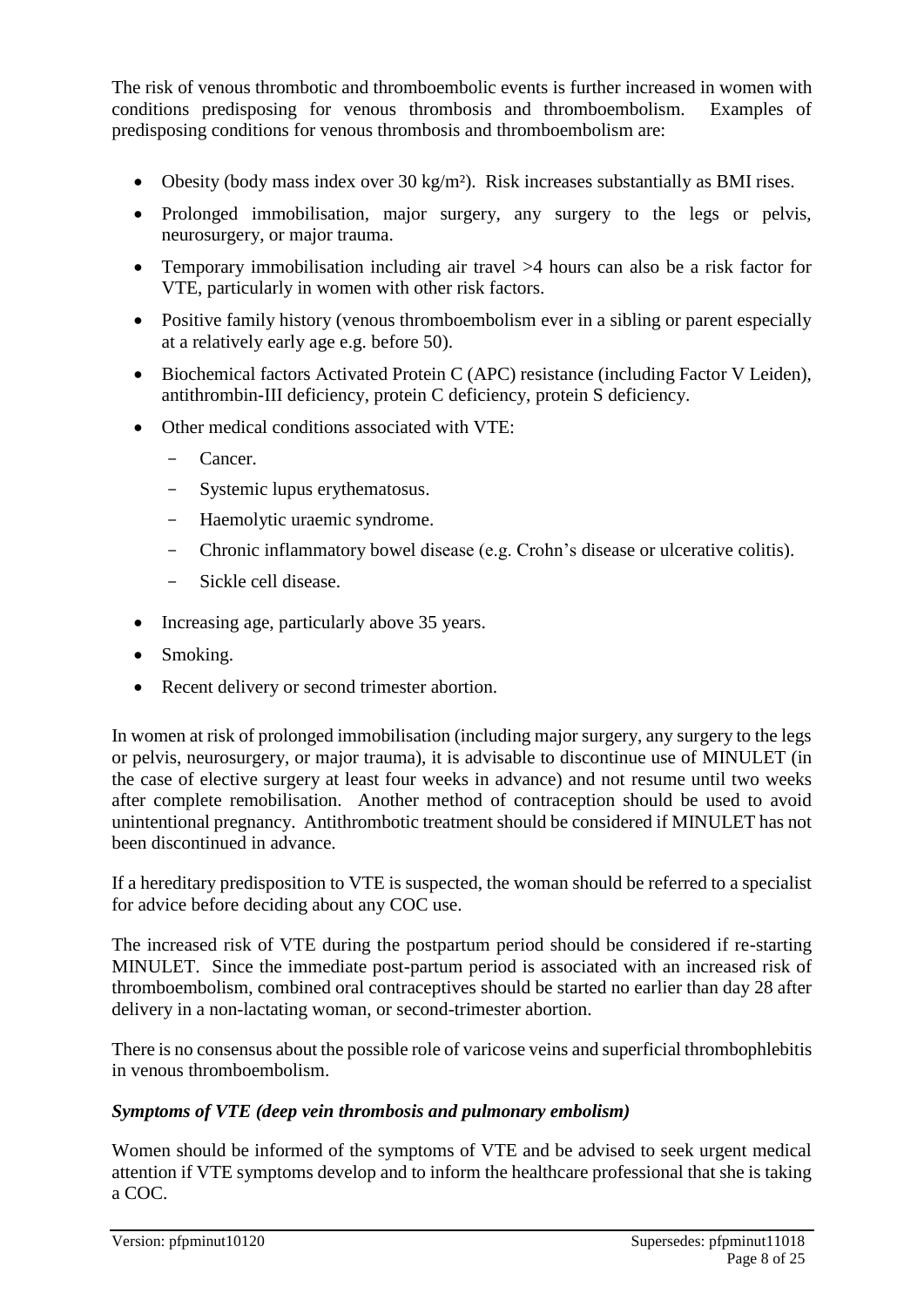The risk of venous thrombotic and thromboembolic events is further increased in women with conditions predisposing for venous thrombosis and thromboembolism. Examples of predisposing conditions for venous thrombosis and thromboembolism are:

- Obesity (body mass index over 30 kg/m²). Risk increases substantially as BMI rises.
- Prolonged immobilisation, major surgery, any surgery to the legs or pelvis, neurosurgery, or major trauma.
- Temporary immobilisation including air travel >4 hours can also be a risk factor for VTE, particularly in women with other risk factors.
- Positive family history (venous thromboembolism ever in a sibling or parent especially at a relatively early age e.g. before 50).
- Biochemical factors Activated Protein C (APC) resistance (including Factor V Leiden), antithrombin-III deficiency, protein C deficiency, protein S deficiency.
- Other medical conditions associated with VTE:
  - Cancer.
  - Systemic lupus erythematosus.
  - Haemolytic uraemic syndrome.
  - Chronic inflammatory bowel disease (e.g. Crohn's disease or ulcerative colitis).
  - Sickle cell disease.
- Increasing age, particularly above 35 years.
- Smoking.
- Recent delivery or second trimester abortion.

In women at risk of prolonged immobilisation (including major surgery, any surgery to the legs or pelvis, neurosurgery, or major trauma), it is advisable to discontinue use of MINULET (in the case of elective surgery at least four weeks in advance) and not resume until two weeks after complete remobilisation. Another method of contraception should be used to avoid unintentional pregnancy. Antithrombotic treatment should be considered if MINULET has not been discontinued in advance.

If a hereditary predisposition to VTE is suspected, the woman should be referred to a specialist for advice before deciding about any COC use.

The increased risk of VTE during the postpartum period should be considered if re-starting MINULET. Since the immediate post-partum period is associated with an increased risk of thromboembolism, combined oral contraceptives should be started no earlier than day 28 after delivery in a non-lactating woman, or second-trimester abortion.

There is no consensus about the possible role of varicose veins and superficial thrombophlebitis in venous thromboembolism.

***Symptoms of VTE (deep vein thrombosis and pulmonary embolism)***

Women should be informed of the symptoms of VTE and be advised to seek urgent medical attention if VTE symptoms develop and to inform the healthcare professional that she is taking a COC.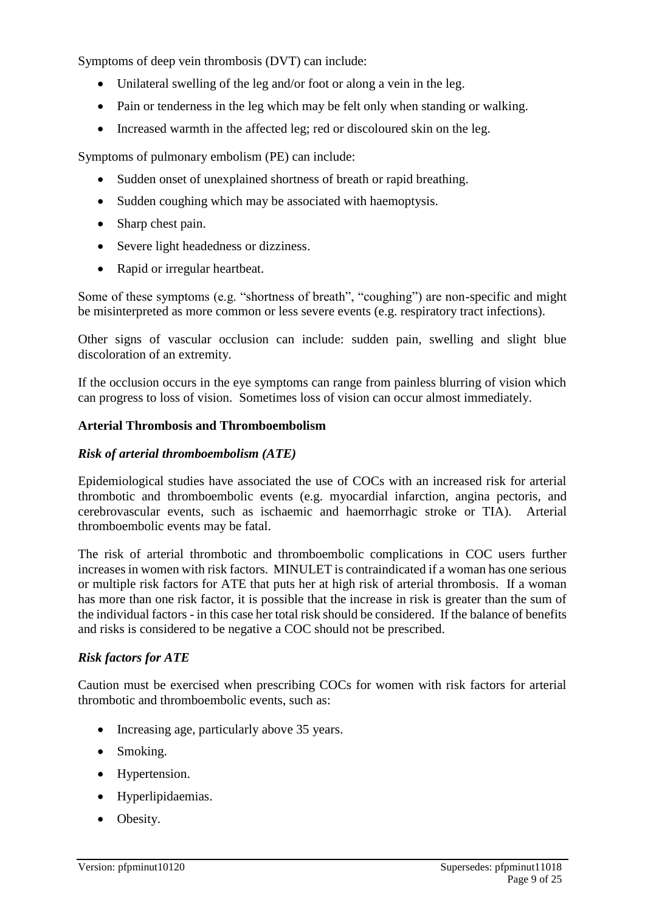Symptoms of deep vein thrombosis (DVT) can include:

- Unilateral swelling of the leg and/or foot or along a vein in the leg.
- Pain or tenderness in the leg which may be felt only when standing or walking.
- Increased warmth in the affected leg; red or discoloured skin on the leg.

Symptoms of pulmonary embolism (PE) can include:

- Sudden onset of unexplained shortness of breath or rapid breathing.
- Sudden coughing which may be associated with haemoptysis.
- Sharp chest pain.
- Severe light headedness or dizziness.
- Rapid or irregular heartbeat.

Some of these symptoms (e.g. "shortness of breath", "coughing") are non-specific and might be misinterpreted as more common or less severe events (e.g. respiratory tract infections).

Other signs of vascular occlusion can include: sudden pain, swelling and slight blue discoloration of an extremity.

If the occlusion occurs in the eye symptoms can range from painless blurring of vision which can progress to loss of vision. Sometimes loss of vision can occur almost immediately.

**Arterial Thrombosis and Thromboembolism**

***Risk of arterial thromboembolism (ATE)***

Epidemiological studies have associated the use of COCs with an increased risk for arterial thrombotic and thromboembolic events (e.g. myocardial infarction, angina pectoris, and cerebrovascular events, such as ischaemic and haemorrhagic stroke or TIA). Arterial thromboembolic events may be fatal.

The risk of arterial thrombotic and thromboembolic complications in COC users further increases in women with risk factors. MINULET is contraindicated if a woman has one serious or multiple risk factors for ATE that puts her at high risk of arterial thrombosis. If a woman has more than one risk factor, it is possible that the increase in risk is greater than the sum of the individual factors - in this case her total risk should be considered. If the balance of benefits and risks is considered to be negative a COC should not be prescribed.

***Risk factors for ATE***

Caution must be exercised when prescribing COCs for women with risk factors for arterial thrombotic and thromboembolic events, such as:

- Increasing age, particularly above 35 years.
- Smoking.
- Hypertension.
- Hyperlipidaemias.
- Obesity.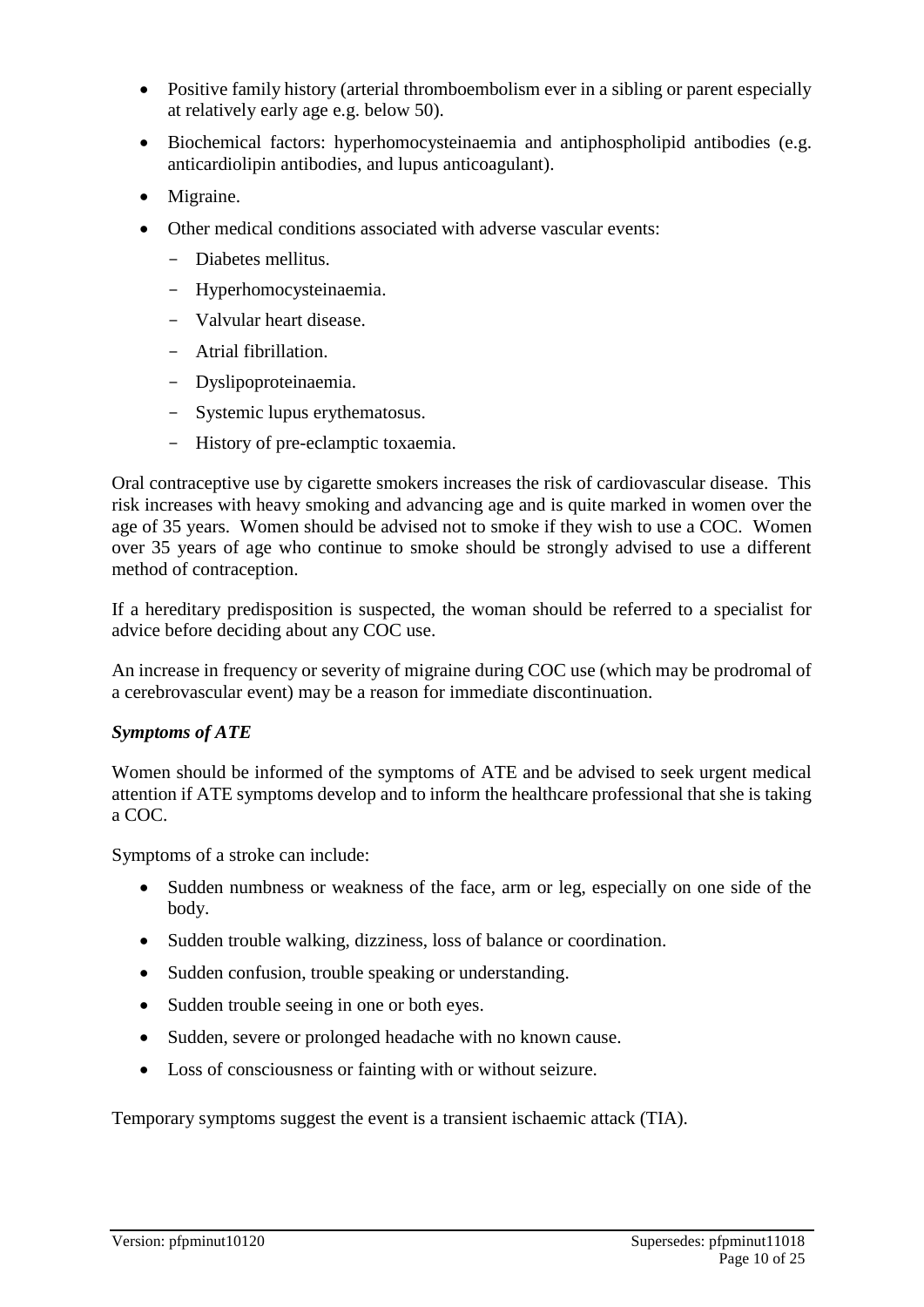- Positive family history (arterial thromboembolism ever in a sibling or parent especially at relatively early age e.g. below 50).
- Biochemical factors: hyperhomocysteinaemia and antiphospholipid antibodies (e.g. anticardiolipin antibodies, and lupus anticoagulant).
- Migraine.
- Other medical conditions associated with adverse vascular events:
  - Diabetes mellitus.
  - Hyperhomocysteinaemia.
  - Valvular heart disease.
  - Atrial fibrillation.
  - Dyslipoproteinaemia.
  - Systemic lupus erythematosus.
  - History of pre-eclamptic toxaemia.

Oral contraceptive use by cigarette smokers increases the risk of cardiovascular disease. This risk increases with heavy smoking and advancing age and is quite marked in women over the age of 35 years. Women should be advised not to smoke if they wish to use a COC. Women over 35 years of age who continue to smoke should be strongly advised to use a different method of contraception.

If a hereditary predisposition is suspected, the woman should be referred to a specialist for advice before deciding about any COC use.

An increase in frequency or severity of migraine during COC use (which may be prodromal of a cerebrovascular event) may be a reason for immediate discontinuation.

***Symptoms of ATE***

Women should be informed of the symptoms of ATE and be advised to seek urgent medical attention if ATE symptoms develop and to inform the healthcare professional that she is taking a COC.

Symptoms of a stroke can include:

- Sudden numbness or weakness of the face, arm or leg, especially on one side of the body.
- Sudden trouble walking, dizziness, loss of balance or coordination.
- Sudden confusion, trouble speaking or understanding.
- Sudden trouble seeing in one or both eyes.
- Sudden, severe or prolonged headache with no known cause.
- Loss of consciousness or fainting with or without seizure.

Temporary symptoms suggest the event is a transient ischaemic attack (TIA).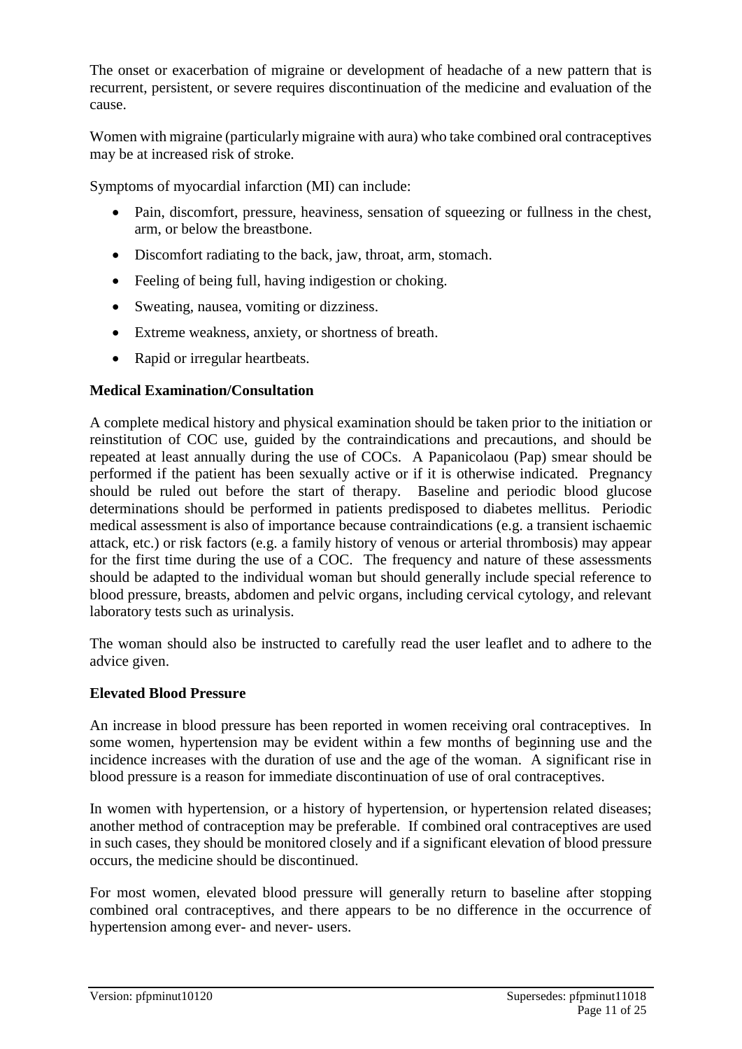The onset or exacerbation of migraine or development of headache of a new pattern that is recurrent, persistent, or severe requires discontinuation of the medicine and evaluation of the cause.

Women with migraine (particularly migraine with aura) who take combined oral contraceptives may be at increased risk of stroke.

Symptoms of myocardial infarction (MI) can include:

- Pain, discomfort, pressure, heaviness, sensation of squeezing or fullness in the chest, arm, or below the breastbone.
- Discomfort radiating to the back, jaw, throat, arm, stomach.
- Feeling of being full, having indigestion or choking.
- Sweating, nausea, vomiting or dizziness.
- Extreme weakness, anxiety, or shortness of breath.
- Rapid or irregular heartbeats.

**Medical Examination/Consultation**

A complete medical history and physical examination should be taken prior to the initiation or reinstitution of COC use, guided by the contraindications and precautions, and should be repeated at least annually during the use of COCs. A Papanicolaou (Pap) smear should be performed if the patient has been sexually active or if it is otherwise indicated. Pregnancy should be ruled out before the start of therapy. Baseline and periodic blood glucose determinations should be performed in patients predisposed to diabetes mellitus. Periodic medical assessment is also of importance because contraindications (e.g. a transient ischaemic attack, etc.) or risk factors (e.g. a family history of venous or arterial thrombosis) may appear for the first time during the use of a COC. The frequency and nature of these assessments should be adapted to the individual woman but should generally include special reference to blood pressure, breasts, abdomen and pelvic organs, including cervical cytology, and relevant laboratory tests such as urinalysis.

The woman should also be instructed to carefully read the user leaflet and to adhere to the advice given.

**Elevated Blood Pressure**

An increase in blood pressure has been reported in women receiving oral contraceptives. In some women, hypertension may be evident within a few months of beginning use and the incidence increases with the duration of use and the age of the woman. A significant rise in blood pressure is a reason for immediate discontinuation of use of oral contraceptives.

In women with hypertension, or a history of hypertension, or hypertension related diseases; another method of contraception may be preferable. If combined oral contraceptives are used in such cases, they should be monitored closely and if a significant elevation of blood pressure occurs, the medicine should be discontinued.

For most women, elevated blood pressure will generally return to baseline after stopping combined oral contraceptives, and there appears to be no difference in the occurrence of hypertension among ever- and never- users.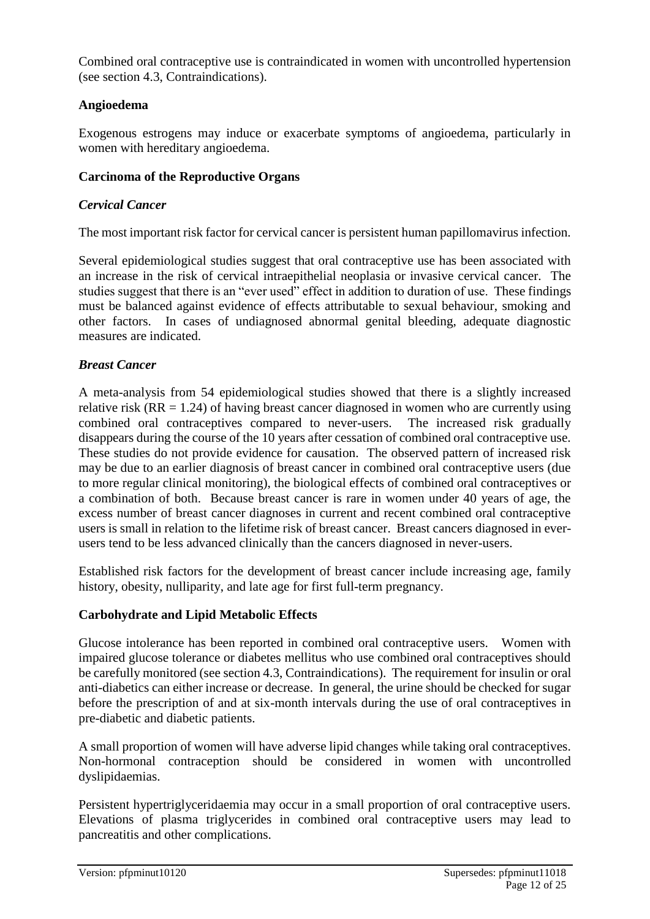Combined oral contraceptive use is contraindicated in women with uncontrolled hypertension (see section 4.3, Contraindications).

**Angioedema**

Exogenous estrogens may induce or exacerbate symptoms of angioedema, particularly in women with hereditary angioedema.

**Carcinoma of the Reproductive Organs**

***Cervical Cancer***

The most important risk factor for cervical cancer is persistent human papillomavirus infection.

Several epidemiological studies suggest that oral contraceptive use has been associated with an increase in the risk of cervical intraepithelial neoplasia or invasive cervical cancer. The studies suggest that there is an "ever used" effect in addition to duration of use. These findings must be balanced against evidence of effects attributable to sexual behaviour, smoking and other factors. In cases of undiagnosed abnormal genital bleeding, adequate diagnostic measures are indicated.

***Breast Cancer***

A meta-analysis from 54 epidemiological studies showed that there is a slightly increased relative risk (RR = 1.24) of having breast cancer diagnosed in women who are currently using combined oral contraceptives compared to never-users. The increased risk gradually disappears during the course of the 10 years after cessation of combined oral contraceptive use. These studies do not provide evidence for causation. The observed pattern of increased risk may be due to an earlier diagnosis of breast cancer in combined oral contraceptive users (due to more regular clinical monitoring), the biological effects of combined oral contraceptives or a combination of both. Because breast cancer is rare in women under 40 years of age, the excess number of breast cancer diagnoses in current and recent combined oral contraceptive users is small in relation to the lifetime risk of breast cancer. Breast cancers diagnosed in ever-users tend to be less advanced clinically than the cancers diagnosed in never-users.

Established risk factors for the development of breast cancer include increasing age, family history, obesity, nulliparity, and late age for first full-term pregnancy.

**Carbohydrate and Lipid Metabolic Effects**

Glucose intolerance has been reported in combined oral contraceptive users. Women with impaired glucose tolerance or diabetes mellitus who use combined oral contraceptives should be carefully monitored (see section 4.3, Contraindications). The requirement for insulin or oral anti-diabetics can either increase or decrease. In general, the urine should be checked for sugar before the prescription of and at six-month intervals during the use of oral contraceptives in pre-diabetic and diabetic patients.

A small proportion of women will have adverse lipid changes while taking oral contraceptives. Non-hormonal contraception should be considered in women with uncontrolled dyslipidaemias.

Persistent hypertriglyceridaemia may occur in a small proportion of oral contraceptive users. Elevations of plasma triglycerides in combined oral contraceptive users may lead to pancreatitis and other complications.

Version: pfpminut10120 Supersedes: pfpminut11018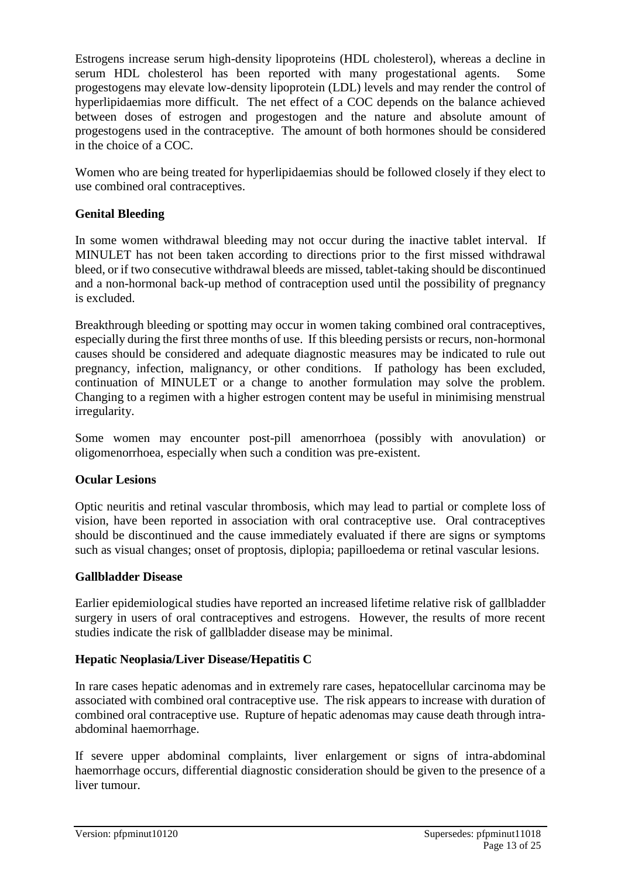Estrogens increase serum high-density lipoproteins (HDL cholesterol), whereas a decline in serum HDL cholesterol has been reported with many progestational agents. Some progestogens may elevate low-density lipoprotein (LDL) levels and may render the control of hyperlipidaemias more difficult. The net effect of a COC depends on the balance achieved between doses of estrogen and progestogen and the nature and absolute amount of progestogens used in the contraceptive. The amount of both hormones should be considered in the choice of a COC.

Women who are being treated for hyperlipidaemias should be followed closely if they elect to use combined oral contraceptives.

### Genital Bleeding

In some women withdrawal bleeding may not occur during the inactive tablet interval. If MINULET has not been taken according to directions prior to the first missed withdrawal bleed, or if two consecutive withdrawal bleeds are missed, tablet-taking should be discontinued and a non-hormonal back-up method of contraception used until the possibility of pregnancy is excluded.

Breakthrough bleeding or spotting may occur in women taking combined oral contraceptives, especially during the first three months of use. If this bleeding persists or recurs, non-hormonal causes should be considered and adequate diagnostic measures may be indicated to rule out pregnancy, infection, malignancy, or other conditions. If pathology has been excluded, continuation of MINULET or a change to another formulation may solve the problem. Changing to a regimen with a higher estrogen content may be useful in minimising menstrual irregularity.

Some women may encounter post-pill amenorrhoea (possibly with anovulation) or oligomenorrhoea, especially when such a condition was pre-existent.

### Ocular Lesions

Optic neuritis and retinal vascular thrombosis, which may lead to partial or complete loss of vision, have been reported in association with oral contraceptive use. Oral contraceptives should be discontinued and the cause immediately evaluated if there are signs or symptoms such as visual changes; onset of proptosis, diplopia; papilloedema or retinal vascular lesions.

### Gallbladder Disease

Earlier epidemiological studies have reported an increased lifetime relative risk of gallbladder surgery in users of oral contraceptives and estrogens. However, the results of more recent studies indicate the risk of gallbladder disease may be minimal.

### Hepatic Neoplasia/Liver Disease/Hepatitis C

In rare cases hepatic adenomas and in extremely rare cases, hepatocellular carcinoma may be associated with combined oral contraceptive use. The risk appears to increase with duration of combined oral contraceptive use. Rupture of hepatic adenomas may cause death through intra-abdominal haemorrhage.

If severe upper abdominal complaints, liver enlargement or signs of intra-abdominal haemorrhage occurs, differential diagnostic consideration should be given to the presence of a liver tumour.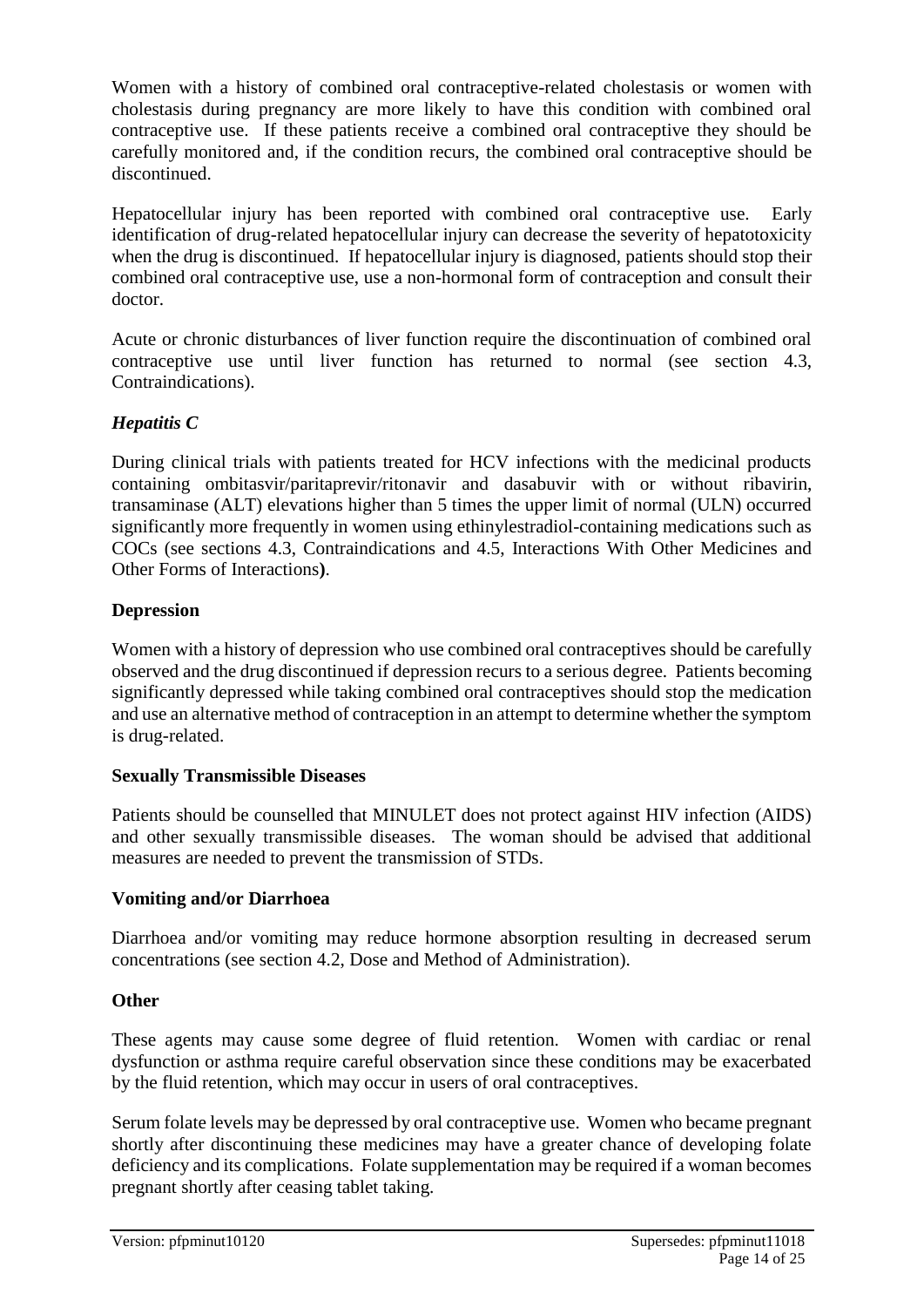Women with a history of combined oral contraceptive-related cholestasis or women with cholestasis during pregnancy are more likely to have this condition with combined oral contraceptive use. If these patients receive a combined oral contraceptive they should be carefully monitored and, if the condition recurs, the combined oral contraceptive should be discontinued.

Hepatocellular injury has been reported with combined oral contraceptive use. Early identification of drug-related hepatocellular injury can decrease the severity of hepatotoxicity when the drug is discontinued. If hepatocellular injury is diagnosed, patients should stop their combined oral contraceptive use, use a non-hormonal form of contraception and consult their doctor.

Acute or chronic disturbances of liver function require the discontinuation of combined oral contraceptive use until liver function has returned to normal (see section 4.3, Contraindications).

### *Hepatitis C*

During clinical trials with patients treated for HCV infections with the medicinal products containing ombitasvir/paritaprevir/ritonavir and dasabuvir with or without ribavirin, transaminase (ALT) elevations higher than 5 times the upper limit of normal (ULN) occurred significantly more frequently in women using ethinylestradiol-containing medications such as COCs (see sections 4.3, Contraindications and 4.5, Interactions With Other Medicines and Other Forms of Interactions**)**.

### Depression

Women with a history of depression who use combined oral contraceptives should be carefully observed and the drug discontinued if depression recurs to a serious degree. Patients becoming significantly depressed while taking combined oral contraceptives should stop the medication and use an alternative method of contraception in an attempt to determine whether the symptom is drug-related.

### Sexually Transmissible Diseases

Patients should be counselled that MINULET does not protect against HIV infection (AIDS) and other sexually transmissible diseases. The woman should be advised that additional measures are needed to prevent the transmission of STDs.

### Vomiting and/or Diarrhoea

Diarrhoea and/or vomiting may reduce hormone absorption resulting in decreased serum concentrations (see section 4.2, Dose and Method of Administration).

### Other

These agents may cause some degree of fluid retention. Women with cardiac or renal dysfunction or asthma require careful observation since these conditions may be exacerbated by the fluid retention, which may occur in users of oral contraceptives.

Serum folate levels may be depressed by oral contraceptive use. Women who became pregnant shortly after discontinuing these medicines may have a greater chance of developing folate deficiency and its complications. Folate supplementation may be required if a woman becomes pregnant shortly after ceasing tablet taking.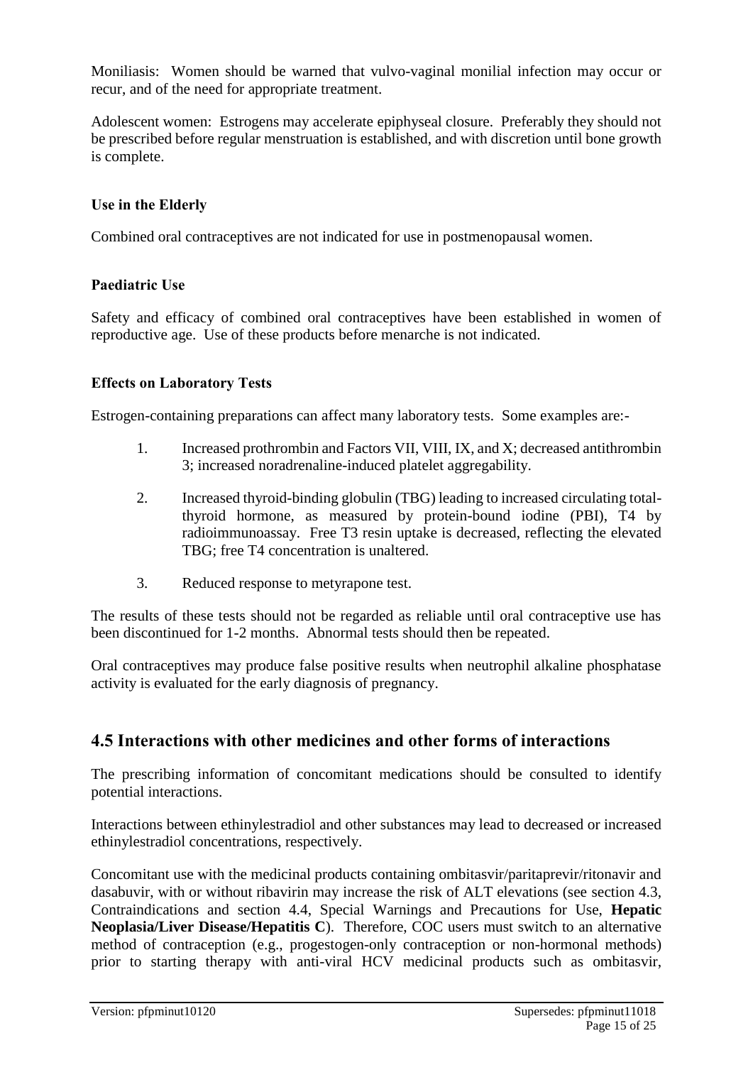Moniliasis: Women should be warned that vulvo-vaginal monilial infection may occur or recur, and of the need for appropriate treatment.

Adolescent women: Estrogens may accelerate epiphyseal closure. Preferably they should not be prescribed before regular menstruation is established, and with discretion until bone growth is complete.

### Use in the Elderly

Combined oral contraceptives are not indicated for use in postmenopausal women.

### Paediatric Use

Safety and efficacy of combined oral contraceptives have been established in women of reproductive age. Use of these products before menarche is not indicated.

### Effects on Laboratory Tests

Estrogen-containing preparations can affect many laboratory tests. Some examples are:-

1. Increased prothrombin and Factors VII, VIII, IX, and X; decreased antithrombin 3; increased noradrenaline-induced platelet aggregability.
2. Increased thyroid-binding globulin (TBG) leading to increased circulating total-thyroid hormone, as measured by protein-bound iodine (PBI), T4 by radioimmunoassay. Free T3 resin uptake is decreased, reflecting the elevated TBG; free T4 concentration is unaltered.
3. Reduced response to metyrapone test.

The results of these tests should not be regarded as reliable until oral contraceptive use has been discontinued for 1-2 months. Abnormal tests should then be repeated.

Oral contraceptives may produce false positive results when neutrophil alkaline phosphatase activity is evaluated for the early diagnosis of pregnancy.

## 4.5 Interactions with other medicines and other forms of interactions

The prescribing information of concomitant medications should be consulted to identify potential interactions.

Interactions between ethinylestradiol and other substances may lead to decreased or increased ethinylestradiol concentrations, respectively.

Concomitant use with the medicinal products containing ombitasvir/paritaprevir/ritonavir and dasabuvir, with or without ribavirin may increase the risk of ALT elevations (see section 4.3, Contraindications and section 4.4, Special Warnings and Precautions for Use, **Hepatic Neoplasia/Liver Disease/Hepatitis C**). Therefore, COC users must switch to an alternative method of contraception (e.g., progestogen-only contraception or non-hormonal methods) prior to starting therapy with anti-viral HCV medicinal products such as ombitasvir,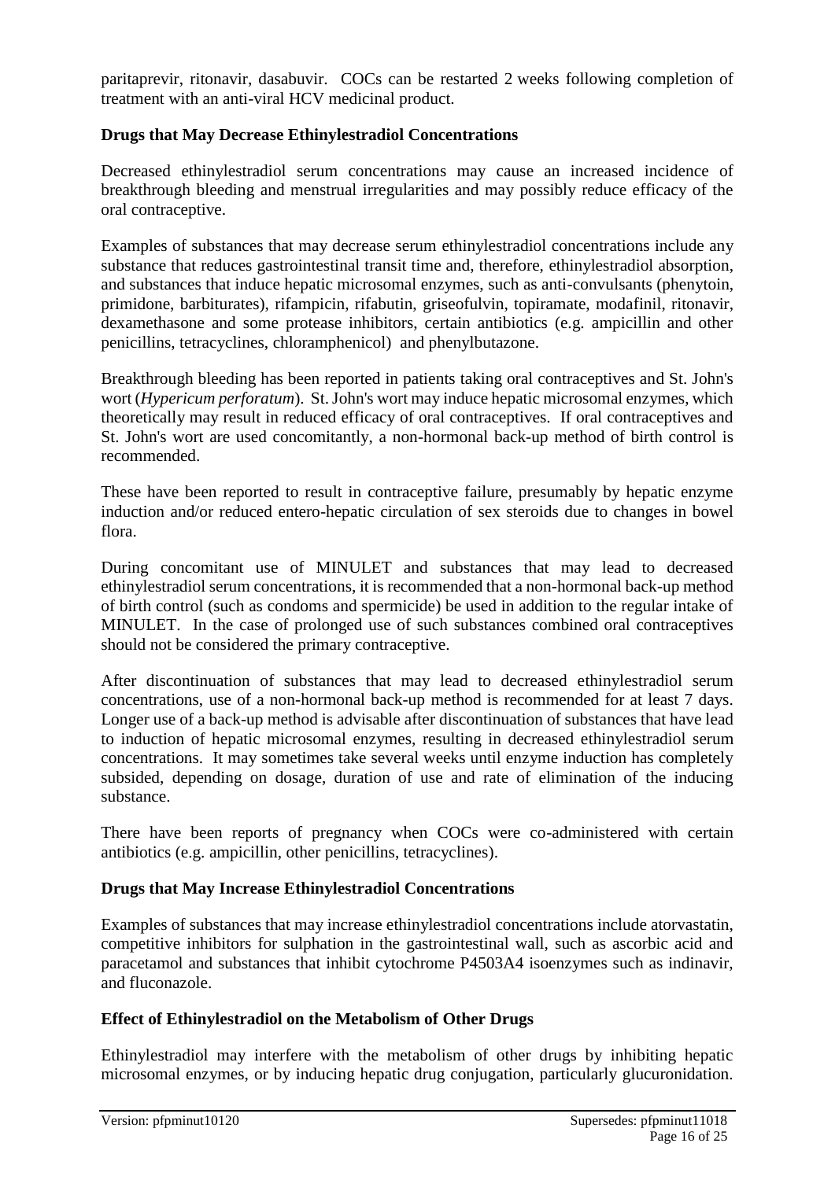paritaprevir, ritonavir, dasabuvir. COCs can be restarted 2 weeks following completion of treatment with an anti-viral HCV medicinal product.

**Drugs that May Decrease Ethinylestradiol Concentrations**

Decreased ethinylestradiol serum concentrations may cause an increased incidence of breakthrough bleeding and menstrual irregularities and may possibly reduce efficacy of the oral contraceptive.

Examples of substances that may decrease serum ethinylestradiol concentrations include any substance that reduces gastrointestinal transit time and, therefore, ethinylestradiol absorption, and substances that induce hepatic microsomal enzymes, such as anti-convulsants (phenytoin, primidone, barbiturates), rifampicin, rifabutin, griseofulvin, topiramate, modafinil, ritonavir, dexamethasone and some protease inhibitors, certain antibiotics (e.g. ampicillin and other penicillins, tetracyclines, chloramphenicol) and phenylbutazone.

Breakthrough bleeding has been reported in patients taking oral contraceptives and St. John's wort (*Hypericum perforatum*). St. John's wort may induce hepatic microsomal enzymes, which theoretically may result in reduced efficacy of oral contraceptives. If oral contraceptives and St. John's wort are used concomitantly, a non-hormonal back-up method of birth control is recommended.

These have been reported to result in contraceptive failure, presumably by hepatic enzyme induction and/or reduced entero-hepatic circulation of sex steroids due to changes in bowel flora.

During concomitant use of MINULET and substances that may lead to decreased ethinylestradiol serum concentrations, it is recommended that a non-hormonal back-up method of birth control (such as condoms and spermicide) be used in addition to the regular intake of MINULET. In the case of prolonged use of such substances combined oral contraceptives should not be considered the primary contraceptive.

After discontinuation of substances that may lead to decreased ethinylestradiol serum concentrations, use of a non-hormonal back-up method is recommended for at least 7 days. Longer use of a back-up method is advisable after discontinuation of substances that have lead to induction of hepatic microsomal enzymes, resulting in decreased ethinylestradiol serum concentrations. It may sometimes take several weeks until enzyme induction has completely subsided, depending on dosage, duration of use and rate of elimination of the inducing substance.

There have been reports of pregnancy when COCs were co-administered with certain antibiotics (e.g. ampicillin, other penicillins, tetracyclines).

**Drugs that May Increase Ethinylestradiol Concentrations**

Examples of substances that may increase ethinylestradiol concentrations include atorvastatin, competitive inhibitors for sulphation in the gastrointestinal wall, such as ascorbic acid and paracetamol and substances that inhibit cytochrome P4503A4 isoenzymes such as indinavir, and fluconazole.

**Effect of Ethinylestradiol on the Metabolism of Other Drugs**

Ethinylestradiol may interfere with the metabolism of other drugs by inhibiting hepatic microsomal enzymes, or by inducing hepatic drug conjugation, particularly glucuronidation.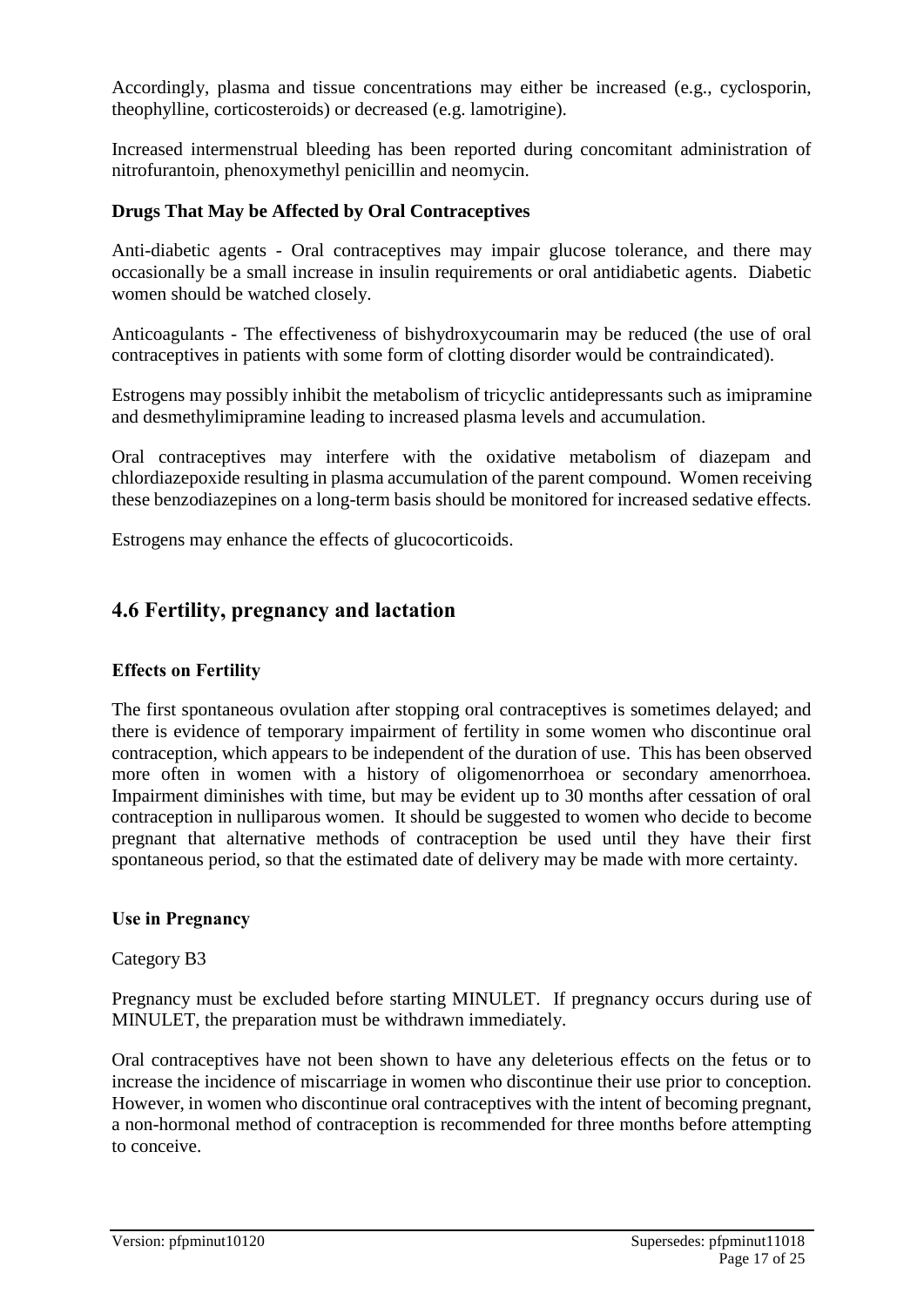Accordingly, plasma and tissue concentrations may either be increased (e.g., cyclosporin, theophylline, corticosteroids) or decreased (e.g. lamotrigine).

Increased intermenstrual bleeding has been reported during concomitant administration of nitrofurantoin, phenoxymethyl penicillin and neomycin.

**Drugs That May be Affected by Oral Contraceptives**

Anti-diabetic agents - Oral contraceptives may impair glucose tolerance, and there may occasionally be a small increase in insulin requirements or oral antidiabetic agents. Diabetic women should be watched closely.

Anticoagulants - The effectiveness of bishydroxycoumarin may be reduced (the use of oral contraceptives in patients with some form of clotting disorder would be contraindicated).

Estrogens may possibly inhibit the metabolism of tricyclic antidepressants such as imipramine and desmethylimipramine leading to increased plasma levels and accumulation.

Oral contraceptives may interfere with the oxidative metabolism of diazepam and chlordiazepoxide resulting in plasma accumulation of the parent compound. Women receiving these benzodiazepines on a long-term basis should be monitored for increased sedative effects.

Estrogens may enhance the effects of glucocorticoids.

## 4.6 Fertility, pregnancy and lactation

**Effects on Fertility**

The first spontaneous ovulation after stopping oral contraceptives is sometimes delayed; and there is evidence of temporary impairment of fertility in some women who discontinue oral contraception, which appears to be independent of the duration of use. This has been observed more often in women with a history of oligomenorrhoea or secondary amenorrhoea. Impairment diminishes with time, but may be evident up to 30 months after cessation of oral contraception in nulliparous women. It should be suggested to women who decide to become pregnant that alternative methods of contraception be used until they have their first spontaneous period, so that the estimated date of delivery may be made with more certainty.

**Use in Pregnancy**

Category B3

Pregnancy must be excluded before starting MINULET. If pregnancy occurs during use of MINULET, the preparation must be withdrawn immediately.

Oral contraceptives have not been shown to have any deleterious effects on the fetus or to increase the incidence of miscarriage in women who discontinue their use prior to conception. However, in women who discontinue oral contraceptives with the intent of becoming pregnant, a non-hormonal method of contraception is recommended for three months before attempting to conceive.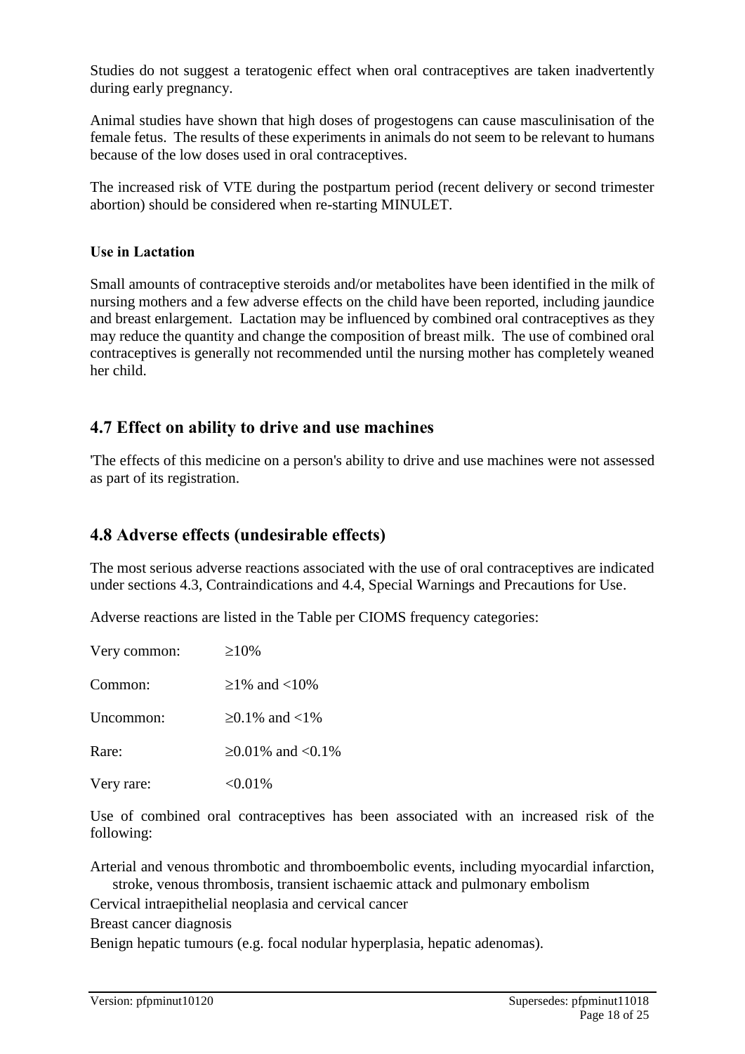Studies do not suggest a teratogenic effect when oral contraceptives are taken inadvertently during early pregnancy.

Animal studies have shown that high doses of progestogens can cause masculinisation of the female fetus. The results of these experiments in animals do not seem to be relevant to humans because of the low doses used in oral contraceptives.

The increased risk of VTE during the postpartum period (recent delivery or second trimester abortion) should be considered when re-starting MINULET.

**Use in Lactation**

Small amounts of contraceptive steroids and/or metabolites have been identified in the milk of nursing mothers and a few adverse effects on the child have been reported, including jaundice and breast enlargement. Lactation may be influenced by combined oral contraceptives as they may reduce the quantity and change the composition of breast milk. The use of combined oral contraceptives is generally not recommended until the nursing mother has completely weaned her child.

## 4.7 Effect on ability to drive and use machines

'The effects of this medicine on a person's ability to drive and use machines were not assessed as part of its registration.

## 4.8 Adverse effects (undesirable effects)

The most serious adverse reactions associated with the use of oral contraceptives are indicated under sections 4.3, Contraindications and 4.4, Special Warnings and Precautions for Use.

Adverse reactions are listed in the Table per CIOMS frequency categories:

| | |
|---|---|
| Very common: | ≥10% |
| Common: | ≥1% and <10% |
| Uncommon: | ≥0.1% and <1% |
| Rare: | ≥0.01% and <0.1% |
| Very rare: | <0.01% |

Use of combined oral contraceptives has been associated with an increased risk of the following:

Arterial and venous thrombotic and thromboembolic events, including myocardial infarction, stroke, venous thrombosis, transient ischaemic attack and pulmonary embolism

Cervical intraepithelial neoplasia and cervical cancer

Breast cancer diagnosis

Benign hepatic tumours (e.g. focal nodular hyperplasia, hepatic adenomas).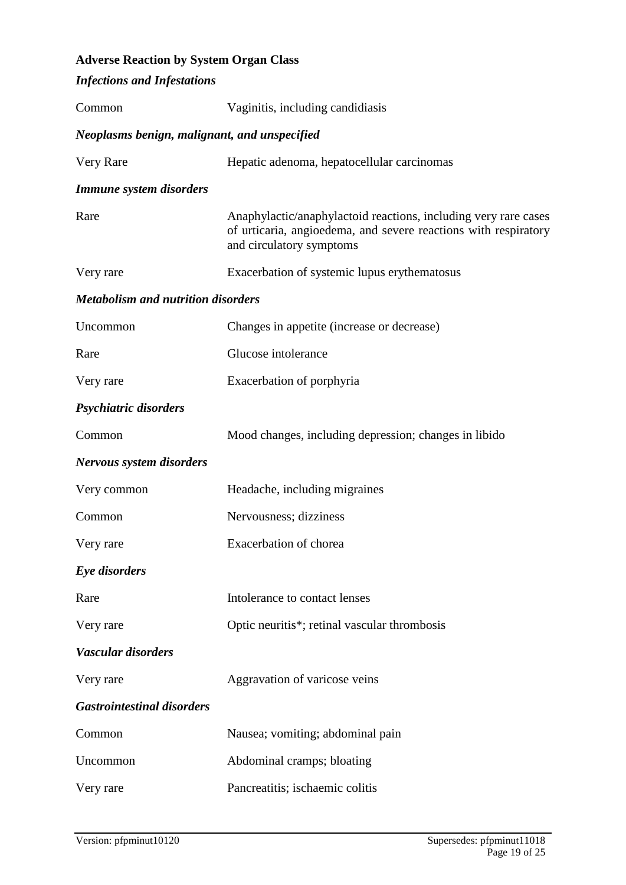**Adverse Reaction by System Organ Class**

***Infections and Infestations***

| | |
|---|---|
| Common | Vaginitis, including candidiasis |

***Neoplasms benign, malignant, and unspecified***

| | |
|---|---|
| Very Rare | Hepatic adenoma, hepatocellular carcinomas |

***Immune system disorders***

| | |
|---|---|
| Rare | Anaphylactic/anaphylactoid reactions, including very rare cases of urticaria, angioedema, and severe reactions with respiratory and circulatory symptoms |
| Very rare | Exacerbation of systemic lupus erythematosus |

***Metabolism and nutrition disorders***

| | |
|---|---|
| Uncommon | Changes in appetite (increase or decrease) |
| Rare | Glucose intolerance |
| Very rare | Exacerbation of porphyria |

***Psychiatric disorders***

| | |
|---|---|
| Common | Mood changes, including depression; changes in libido |

***Nervous system disorders***

| | |
|---|---|
| Very common | Headache, including migraines |
| Common | Nervousness; dizziness |
| Very rare | Exacerbation of chorea |

***Eye disorders***

| | |
|---|---|
| Rare | Intolerance to contact lenses |
| Very rare | Optic neuritis*; retinal vascular thrombosis |

***Vascular disorders***

| | |
|---|---|
| Very rare | Aggravation of varicose veins |

***Gastrointestinal disorders***

| | |
|---|---|
| Common | Nausea; vomiting; abdominal pain |
| Uncommon | Abdominal cramps; bloating |
| Very rare | Pancreatitis; ischaemic colitis |

Version: pfpminut10120 Supersedes: pfpminut11018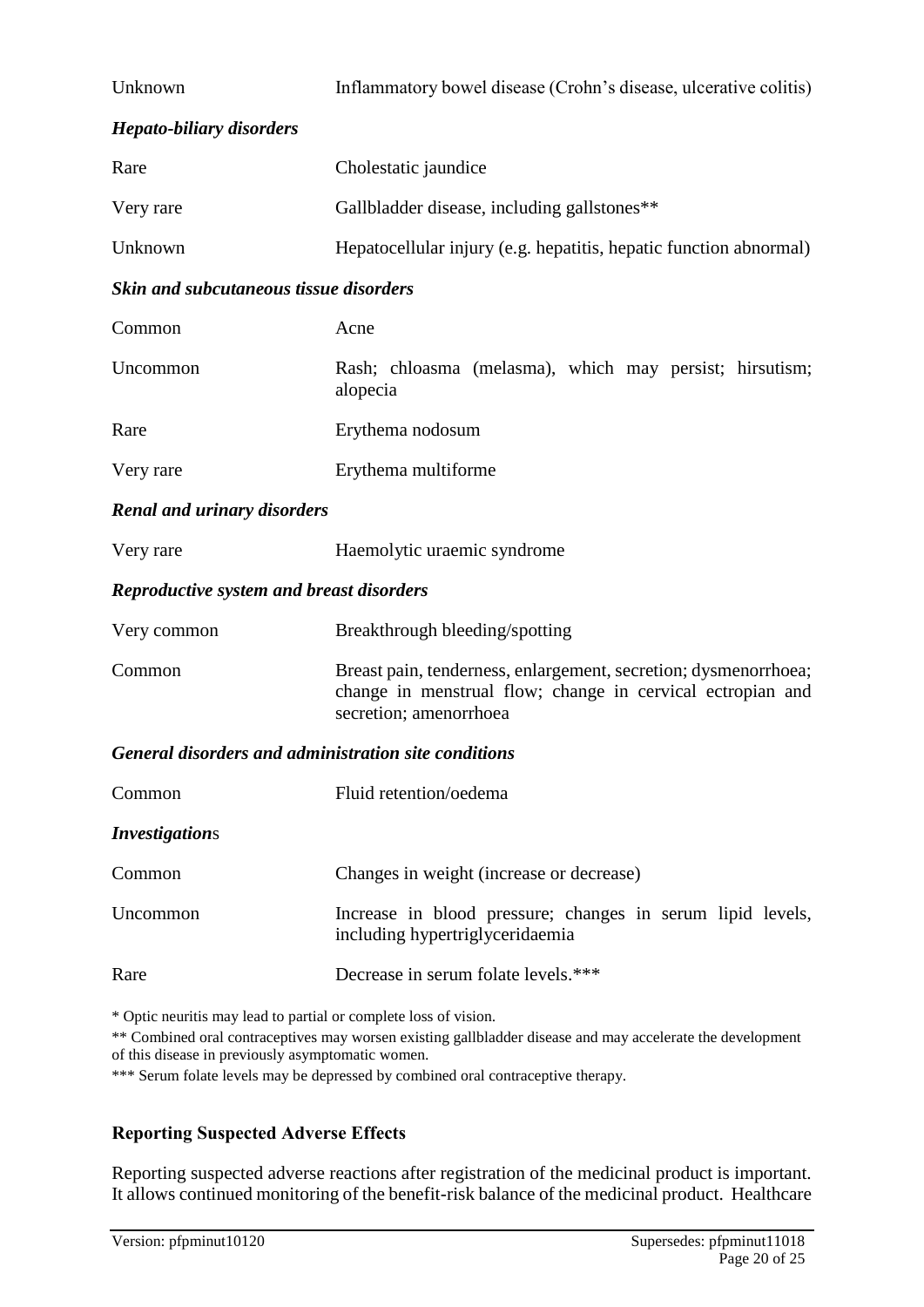| | |
|---|---|
| Unknown | Inflammatory bowel disease (Crohn's disease, ulcerative colitis) |

***Hepato-biliary disorders***

| | |
|---|---|
| Rare | Cholestatic jaundice |
| Very rare | Gallbladder disease, including gallstones** |
| Unknown | Hepatocellular injury (e.g. hepatitis, hepatic function abnormal) |

***Skin and subcutaneous tissue disorders***

| | |
|---|---|
| Common | Acne |
| Uncommon | Rash; chloasma (melasma), which may persist; hirsutism; alopecia |
| Rare | Erythema nodosum |
| Very rare | Erythema multiforme |

***Renal and urinary disorders***

| | |
|---|---|
| Very rare | Haemolytic uraemic syndrome |

***Reproductive system and breast disorders***

| | |
|---|---|
| Very common | Breakthrough bleeding/spotting |
| Common | Breast pain, tenderness, enlargement, secretion; dysmenorrhoea; change in menstrual flow; change in cervical ectropian and secretion; amenorrhoea |

***General disorders and administration site conditions***

| | |
|---|---|
| Common | Fluid retention/oedema |

***Investigations***

| | |
|---|---|
| Common | Changes in weight (increase or decrease) |
| Uncommon | Increase in blood pressure; changes in serum lipid levels, including hypertriglyceridaemia |
| Rare | Decrease in serum folate levels.*** |

\* Optic neuritis may lead to partial or complete loss of vision.

** Combined oral contraceptives may worsen existing gallbladder disease and may accelerate the development of this disease in previously asymptomatic women.

*** Serum folate levels may be depressed by combined oral contraceptive therapy.

**Reporting Suspected Adverse Effects**

Reporting suspected adverse reactions after registration of the medicinal product is important. It allows continued monitoring of the benefit-risk balance of the medicinal product. Healthcare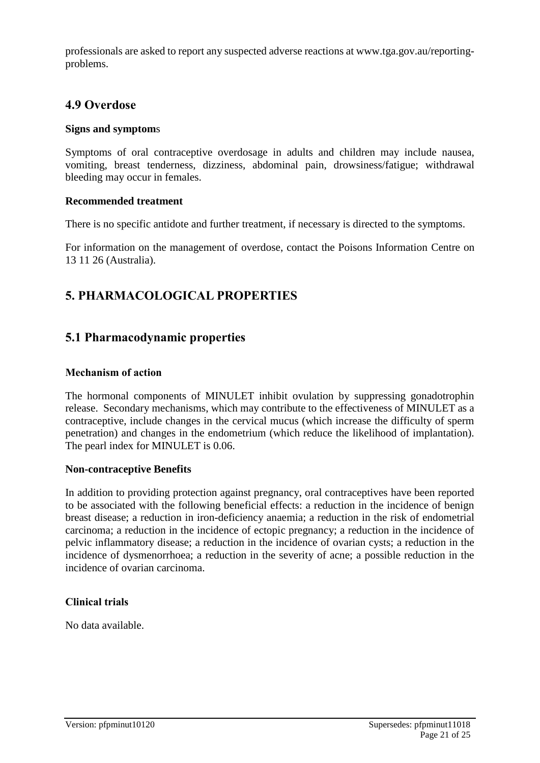professionals are asked to report any suspected adverse reactions at www.tga.gov.au/reporting-problems.

## 4.9 Overdose

**Signs and symptoms**

Symptoms of oral contraceptive overdosage in adults and children may include nausea, vomiting, breast tenderness, dizziness, abdominal pain, drowsiness/fatigue; withdrawal bleeding may occur in females.

**Recommended treatment**

There is no specific antidote and further treatment, if necessary is directed to the symptoms.

For information on the management of overdose, contact the Poisons Information Centre on 13 11 26 (Australia).

# 5. PHARMACOLOGICAL PROPERTIES

## 5.1 Pharmacodynamic properties

**Mechanism of action**

The hormonal components of MINULET inhibit ovulation by suppressing gonadotrophin release. Secondary mechanisms, which may contribute to the effectiveness of MINULET as a contraceptive, include changes in the cervical mucus (which increase the difficulty of sperm penetration) and changes in the endometrium (which reduce the likelihood of implantation). The pearl index for MINULET is 0.06.

**Non-contraceptive Benefits**

In addition to providing protection against pregnancy, oral contraceptives have been reported to be associated with the following beneficial effects: a reduction in the incidence of benign breast disease; a reduction in iron-deficiency anaemia; a reduction in the risk of endometrial carcinoma; a reduction in the incidence of ectopic pregnancy; a reduction in the incidence of pelvic inflammatory disease; a reduction in the incidence of ovarian cysts; a reduction in the incidence of dysmenorrhoea; a reduction in the severity of acne; a possible reduction in the incidence of ovarian carcinoma.

**Clinical trials**

No data available.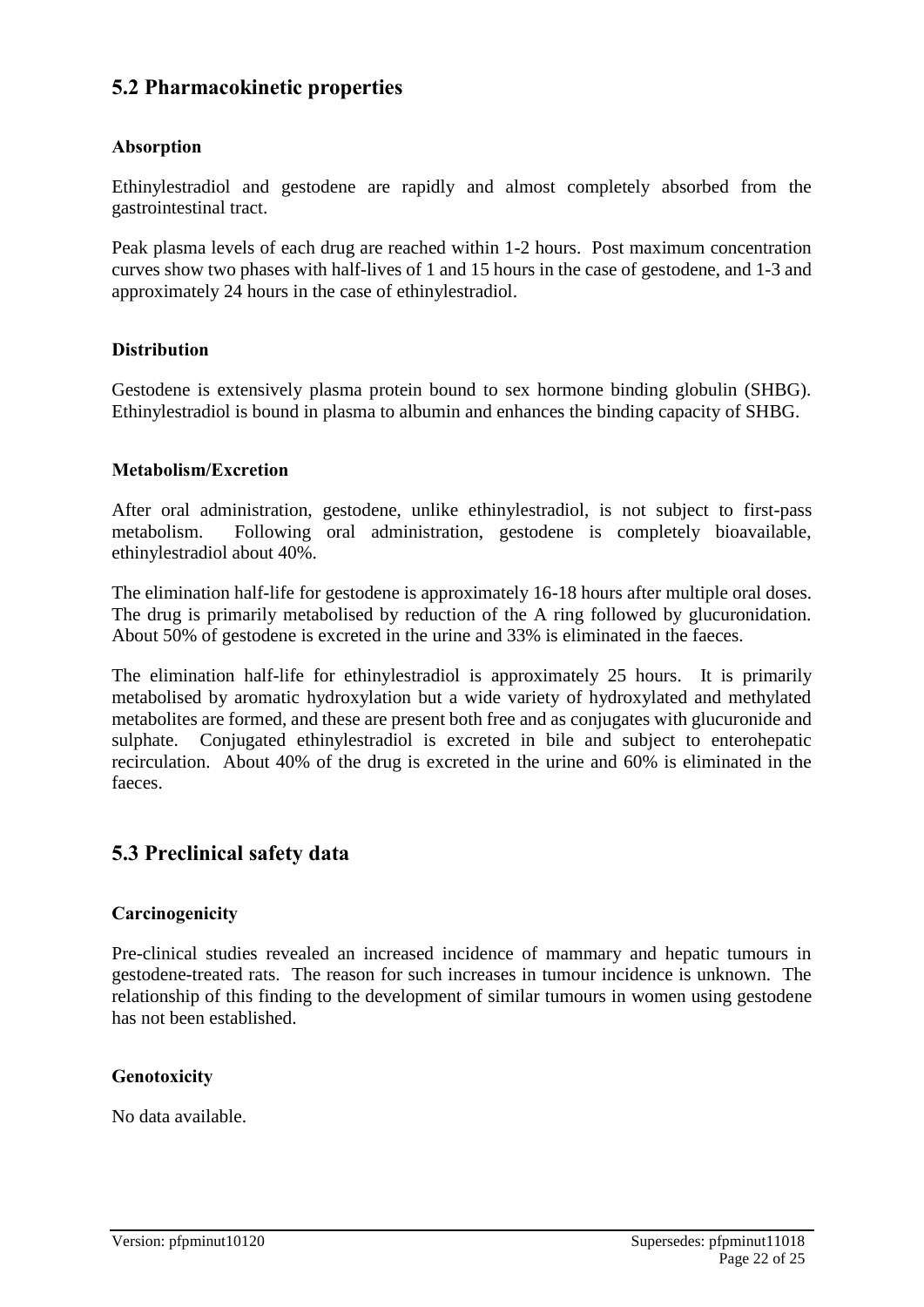## 5.2 Pharmacokinetic properties

### Absorption

Ethinylestradiol and gestodene are rapidly and almost completely absorbed from the gastrointestinal tract.

Peak plasma levels of each drug are reached within 1-2 hours. Post maximum concentration curves show two phases with half-lives of 1 and 15 hours in the case of gestodene, and 1-3 and approximately 24 hours in the case of ethinylestradiol.

### Distribution

Gestodene is extensively plasma protein bound to sex hormone binding globulin (SHBG). Ethinylestradiol is bound in plasma to albumin and enhances the binding capacity of SHBG.

### Metabolism/Excretion

After oral administration, gestodene, unlike ethinylestradiol, is not subject to first-pass metabolism. Following oral administration, gestodene is completely bioavailable, ethinylestradiol about 40%.

The elimination half-life for gestodene is approximately 16-18 hours after multiple oral doses. The drug is primarily metabolised by reduction of the A ring followed by glucuronidation. About 50% of gestodene is excreted in the urine and 33% is eliminated in the faeces.

The elimination half-life for ethinylestradiol is approximately 25 hours. It is primarily metabolised by aromatic hydroxylation but a wide variety of hydroxylated and methylated metabolites are formed, and these are present both free and as conjugates with glucuronide and sulphate. Conjugated ethinylestradiol is excreted in bile and subject to enterohepatic recirculation. About 40% of the drug is excreted in the urine and 60% is eliminated in the faeces.

## 5.3 Preclinical safety data

### Carcinogenicity

Pre-clinical studies revealed an increased incidence of mammary and hepatic tumours in gestodene-treated rats. The reason for such increases in tumour incidence is unknown. The relationship of this finding to the development of similar tumours in women using gestodene has not been established.

### Genotoxicity

No data available.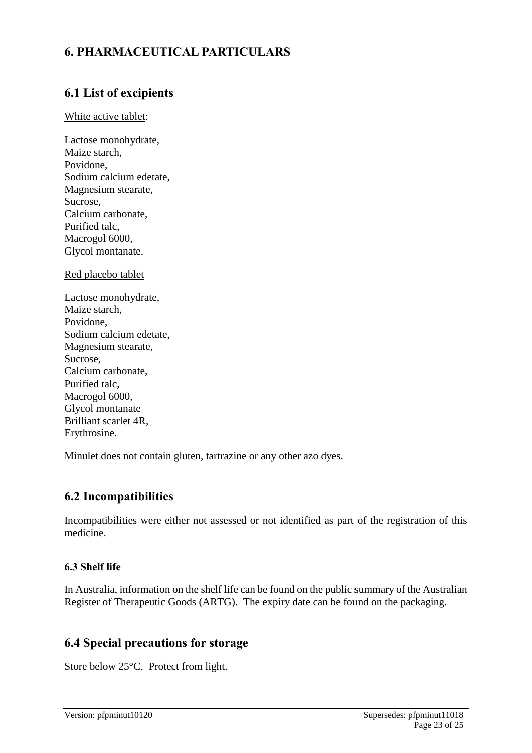# 6. PHARMACEUTICAL PARTICULARS

## 6.1 List of excipients

White active tablet:

Lactose monohydrate,
Maize starch,
Povidone,
Sodium calcium edetate,
Magnesium stearate,
Sucrose,
Calcium carbonate,
Purified talc,
Macrogol 6000,
Glycol montanate.

Red placebo tablet

Lactose monohydrate,
Maize starch,
Povidone,
Sodium calcium edetate,
Magnesium stearate,
Sucrose,
Calcium carbonate,
Purified talc,
Macrogol 6000,
Glycol montanate
Brilliant scarlet 4R,
Erythrosine.

Minulet does not contain gluten, tartrazine or any other azo dyes.

## 6.2 Incompatibilities

Incompatibilities were either not assessed or not identified as part of the registration of this medicine.

### 6.3 Shelf life

In Australia, information on the shelf life can be found on the public summary of the Australian Register of Therapeutic Goods (ARTG). The expiry date can be found on the packaging.

## 6.4 Special precautions for storage

Store below 25°C. Protect from light.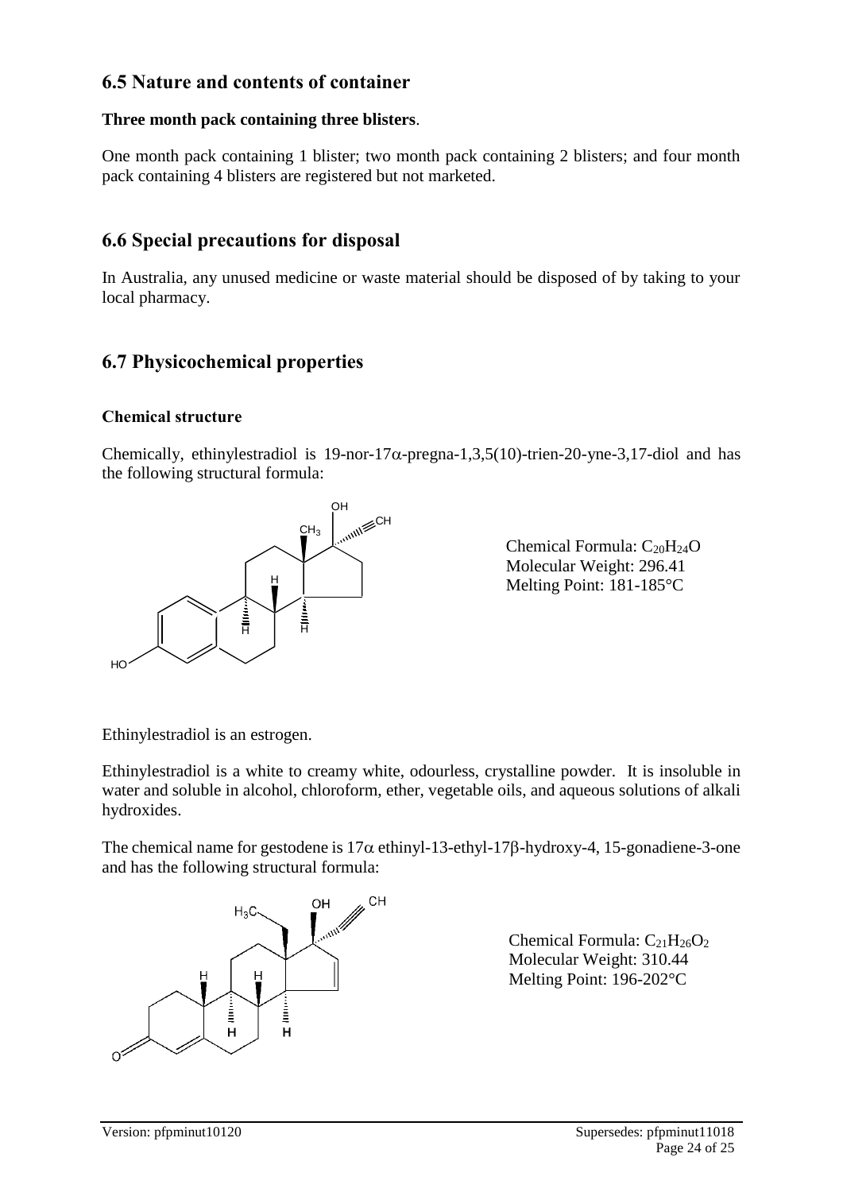## 6.5 Nature and contents of container

**Three month pack containing three blisters**.

One month pack containing 1 blister; two month pack containing 2 blisters; and four month pack containing 4 blisters are registered but not marketed.

## 6.6 Special precautions for disposal

In Australia, any unused medicine or waste material should be disposed of by taking to your local pharmacy.

## 6.7 Physicochemical properties

### Chemical structure

Chemically, ethinylestradiol is 19-nor-17α-pregna-1,3,5(10)-trien-20-yne-3,17-diol and has the following structural formula:

Chemical Formula: $C_{20}H_{24}O$
Molecular Weight: 296.41
Melting Point: 181-185°C

Ethinylestradiol is an estrogen.

Ethinylestradiol is a white to creamy white, odourless, crystalline powder. It is insoluble in water and soluble in alcohol, chloroform, ether, vegetable oils, and aqueous solutions of alkali hydroxides.

The chemical name for gestodene is 17α ethinyl-13-ethyl-17β-hydroxy-4, 15-gonadiene-3-one and has the following structural formula:

Chemical Formula: $C_{21}H_{26}O_2$
Molecular Weight: 310.44
Melting Point: 196-202°C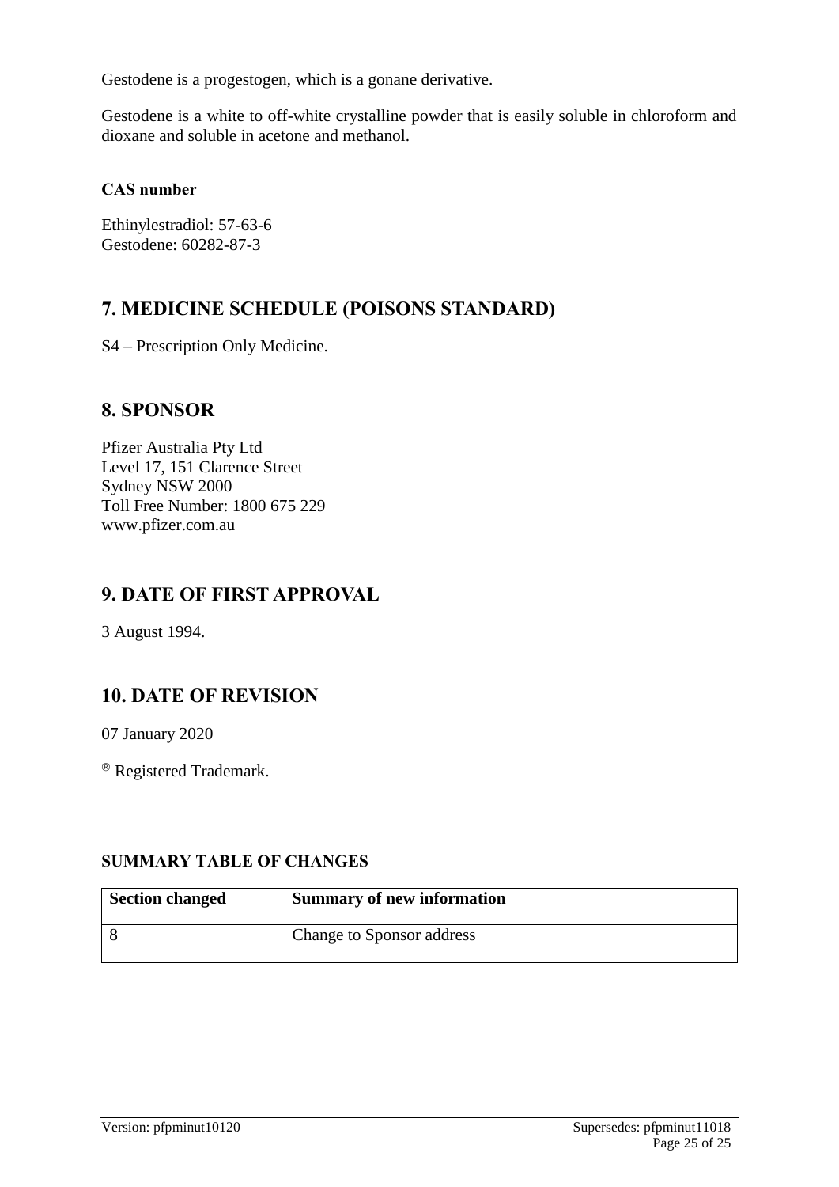Gestodene is a progestogen, which is a gonane derivative.

Gestodene is a white to off-white crystalline powder that is easily soluble in chloroform and dioxane and soluble in acetone and methanol.

**CAS number**

Ethinylestradiol: 57-63-6
Gestodene: 60282-87-3

## 7. MEDICINE SCHEDULE (POISONS STANDARD)

S4 – Prescription Only Medicine.

## 8. SPONSOR

Pfizer Australia Pty Ltd
Level 17, 151 Clarence Street
Sydney NSW 2000
Toll Free Number: 1800 675 229
www.pfizer.com.au

## 9. DATE OF FIRST APPROVAL

3 August 1994.

## 10. DATE OF REVISION

07 January 2020

® Registered Trademark.

**SUMMARY TABLE OF CHANGES**

| Section changed | Summary of new information |
|---|---|
| 8 | Change to Sponsor address |

Version: pfpminut10120 Supersedes: pfpminut11018